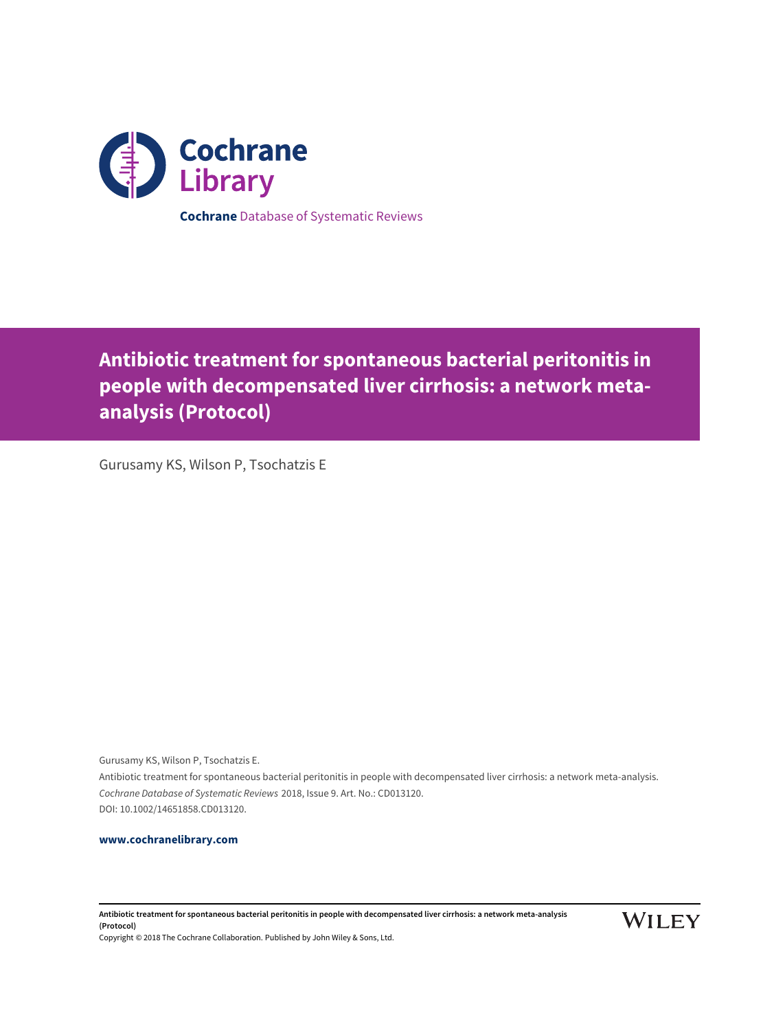Cochrane Library

**Cochrane** Database of Systematic Reviews

# Antibiotic treatment for spontaneous bacterial peritonitis in people with decompensated liver cirrhosis: a network meta-analysis (Protocol)

Gurusamy KS, Wilson P, Tsochatzis E

Gurusamy KS, Wilson P, Tsochatzis E.
Antibiotic treatment for spontaneous bacterial peritonitis in people with decompensated liver cirrhosis: a network meta-analysis.
*Cochrane Database of Systematic Reviews* 2018, Issue 9. Art. No.: CD013120.
DOI: 10.1002/14651858.CD013120.

**www.cochranelibrary.com**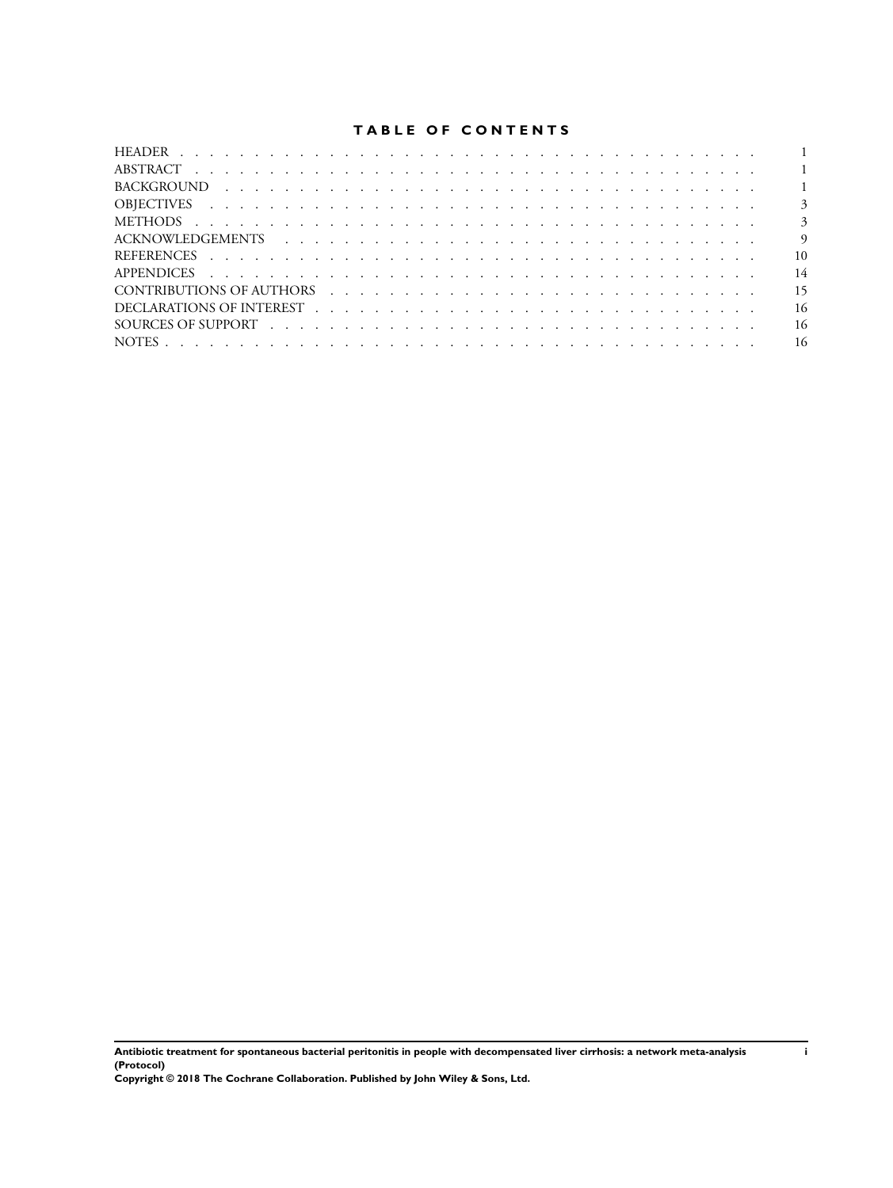# TABLE OF CONTENTS

| | |
|---|---|
| HEADER | 1 |
| ABSTRACT | 1 |
| BACKGROUND | 1 |
| OBJECTIVES | 3 |
| METHODS | 3 |
| ACKNOWLEDGEMENTS | 9 |
| REFERENCES | 10 |
| APPENDICES | 14 |
| CONTRIBUTIONS OF AUTHORS | 15 |
| DECLARATIONS OF INTEREST | 16 |
| SOURCES OF SUPPORT | 16 |
| NOTES | 16 |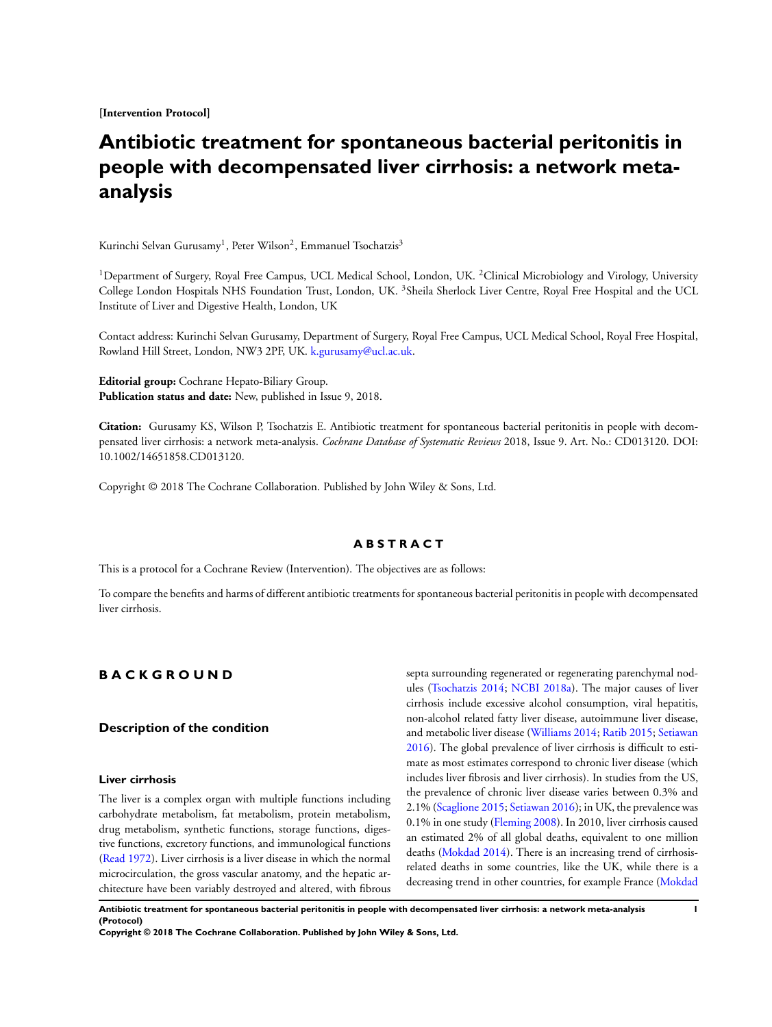[Intervention Protocol]

# Antibiotic treatment for spontaneous bacterial peritonitis in people with decompensated liver cirrhosis: a network meta-analysis

Kurinchi Selvan Gurusamy[1], Peter Wilson[2], Emmanuel Tsochatzis[3]

[1]Department of Surgery, Royal Free Campus, UCL Medical School, London, UK. [2]Clinical Microbiology and Virology, University College London Hospitals NHS Foundation Trust, London, UK. [3]Sheila Sherlock Liver Centre, Royal Free Hospital and the UCL Institute of Liver and Digestive Health, London, UK

Contact address: Kurinchi Selvan Gurusamy, Department of Surgery, Royal Free Campus, UCL Medical School, Royal Free Hospital, Rowland Hill Street, London, NW3 2PF, UK. k.gurusamy@ucl.ac.uk.

**Editorial group:** Cochrane Hepato-Biliary Group.
**Publication status and date:** New, published in Issue 9, 2018.

**Citation:** Gurusamy KS, Wilson P, Tsochatzis E. Antibiotic treatment for spontaneous bacterial peritonitis in people with decompensated liver cirrhosis: a network meta-analysis. *Cochrane Database of Systematic Reviews* 2018, Issue 9. Art. No.: CD013120. DOI: 10.1002/14651858.CD013120.

Copyright © 2018 The Cochrane Collaboration. Published by John Wiley & Sons, Ltd.

## ABSTRACT

This is a protocol for a Cochrane Review (Intervention). The objectives are as follows:

To compare the benefits and harms of different antibiotic treatments for spontaneous bacterial peritonitis in people with decompensated liver cirrhosis.

## BACKGROUND

### Description of the condition

#### Liver cirrhosis

The liver is a complex organ with multiple functions including carbohydrate metabolism, fat metabolism, protein metabolism, drug metabolism, synthetic functions, storage functions, digestive functions, excretory functions, and immunological functions (Read 1972). Liver cirrhosis is a liver disease in which the normal microcirculation, the gross vascular anatomy, and the hepatic architecture have been variably destroyed and altered, with fibrous septa surrounding regenerated or regenerating parenchymal nodules (Tsochatzis 2014; NCBI 2018a). The major causes of liver cirrhosis include excessive alcohol consumption, viral hepatitis, non-alcohol related fatty liver disease, autoimmune liver disease, and metabolic liver disease (Williams 2014; Ratib 2015; Setiawan 2016). The global prevalence of liver cirrhosis is difficult to estimate as most estimates correspond to chronic liver disease (which includes liver fibrosis and liver cirrhosis). In studies from the US, the prevalence of chronic liver disease varies between 0.3% and 2.1% (Scaglione 2015; Setiawan 2016); in UK, the prevalence was 0.1% in one study (Fleming 2008). In 2010, liver cirrhosis caused an estimated 2% of all global deaths, equivalent to one million deaths (Mokdad 2014). There is an increasing trend of cirrhosis-related deaths in some countries, like the UK, while there is a decreasing trend in other countries, for example France (Mokdad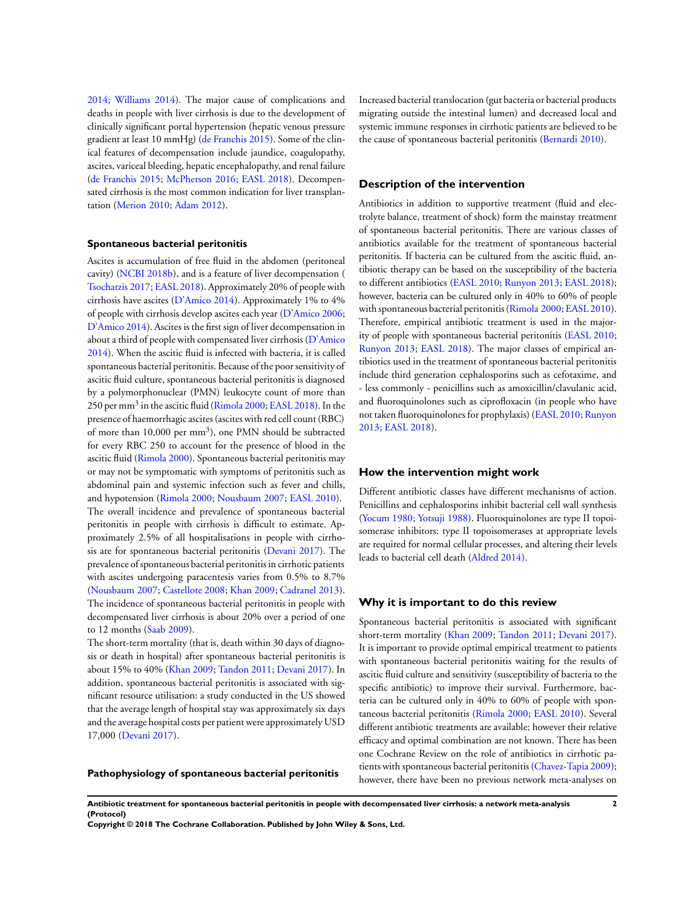2014; Williams 2014). The major cause of complications and deaths in people with liver cirrhosis is due to the development of clinically significant portal hypertension (hepatic venous pressure gradient at least 10 mmHg) (de Franchis 2015). Some of the clinical features of decompensation include jaundice, coagulopathy, ascites, variceal bleeding, hepatic encephalopathy, and renal failure (de Franchis 2015; McPherson 2016; EASL 2018). Decompensated cirrhosis is the most common indication for liver transplantation (Merion 2010; Adam 2012).

#### Spontaneous bacterial peritonitis

Ascites is accumulation of free fluid in the abdomen (peritoneal cavity) (NCBI 2018b), and is a feature of liver decompensation ( Tsochatzis 2017; EASL 2018). Approximately 20% of people with cirrhosis have ascites (D'Amico 2014). Approximately 1% to 4% of people with cirrhosis develop ascites each year (D'Amico 2006; D'Amico 2014). Ascites is the first sign of liver decompensation in about a third of people with compensated liver cirrhosis (D'Amico 2014). When the ascitic fluid is infected with bacteria, it is called spontaneous bacterial peritonitis. Because of the poor sensitivity of ascitic fluid culture, spontaneous bacterial peritonitis is diagnosed by a polymorphonuclear (PMN) leukocyte count of more than 250 per $mm^3$ in the ascitic fluid (Rimola 2000; EASL 2018). In the presence of haemorrhagic ascites (ascites with red cell count (RBC) of more than 10,000 per $mm^3$), one PMN should be subtracted for every RBC 250 to account for the presence of blood in the ascitic fluid (Rimola 2000). Spontaneous bacterial peritonitis may or may not be symptomatic with symptoms of peritonitis such as abdominal pain and systemic infection such as fever and chills, and hypotension (Rimola 2000; Nousbaum 2007; EASL 2010).

The overall incidence and prevalence of spontaneous bacterial peritonitis in people with cirrhosis is difficult to estimate. Approximately 2.5% of all hospitalisations in people with cirrhosis are for spontaneous bacterial peritonitis (Devani 2017). The prevalence of spontaneous bacterial peritonitis in cirrhotic patients with ascites undergoing paracentesis varies from 0.5% to 8.7% (Nousbaum 2007; Castellote 2008; Khan 2009; Cadranel 2013). The incidence of spontaneous bacterial peritonitis in people with decompensated liver cirrhosis is about 20% over a period of one to 12 months (Saab 2009).

The short-term mortality (that is, death within 30 days of diagnosis or death in hospital) after spontaneous bacterial peritonitis is about 15% to 40% (Khan 2009; Tandon 2011; Devani 2017). In addition, spontaneous bacterial peritonitis is associated with significant resource utilisation: a study conducted in the US showed that the average length of hospital stay was approximately six days and the average hospital costs per patient were approximately USD 17,000 (Devani 2017).

#### Pathophysiology of spontaneous bacterial peritonitis

Increased bacterial translocation (gut bacteria or bacterial products migrating outside the intestinal lumen) and decreased local and systemic immune responses in cirrhotic patients are believed to be the cause of spontaneous bacterial peritonitis (Bernardi 2010).

### Description of the intervention

Antibiotics in addition to supportive treatment (fluid and electrolyte balance, treatment of shock) form the mainstay treatment of spontaneous bacterial peritonitis. There are various classes of antibiotics available for the treatment of spontaneous bacterial peritonitis. If bacteria can be cultured from the ascitic fluid, antibiotic therapy can be based on the susceptibility of the bacteria to different antibiotics (EASL 2010; Runyon 2013; EASL 2018); however, bacteria can be cultured only in 40% to 60% of people with spontaneous bacterial peritonitis (Rimola 2000; EASL 2010). Therefore, empirical antibiotic treatment is used in the majority of people with spontaneous bacterial peritonitis (EASL 2010; Runyon 2013; EASL 2018). The major classes of empirical antibiotics used in the treatment of spontaneous bacterial peritonitis include third generation cephalosporins such as cefotaxime, and - less commonly - penicillins such as amoxicillin/clavulanic acid, and fluoroquinolones such as ciprofloxacin (in people who have not taken fluoroquinolones for prophylaxis) (EASL 2010; Runyon 2013; EASL 2018).

### How the intervention might work

Different antibiotic classes have different mechanisms of action. Penicillins and cephalosporins inhibit bacterial cell wall synthesis (Yocum 1980; Yotsuji 1988). Fluoroquinolones are type II topoisomerase inhibitors: type II topoisomerases at appropriate levels are required for normal cellular processes, and altering their levels leads to bacterial cell death (Aldred 2014).

### Why it is important to do this review

Spontaneous bacterial peritonitis is associated with significant short-term mortality (Khan 2009; Tandon 2011; Devani 2017). It is important to provide optimal empirical treatment to patients with spontaneous bacterial peritonitis waiting for the results of ascitic fluid culture and sensitivity (susceptibility of bacteria to the specific antibiotic) to improve their survival. Furthermore, bacteria can be cultured only in 40% to 60% of people with spontaneous bacterial peritonitis (Rimola 2000; EASL 2010). Several different antibiotic treatments are available; however their relative efficacy and optimal combination are not known. There has been one Cochrane Review on the role of antibiotics in cirrhotic patients with spontaneous bacterial peritonitis (Chavez-Tapia 2009); however, there have been no previous network meta-analyses on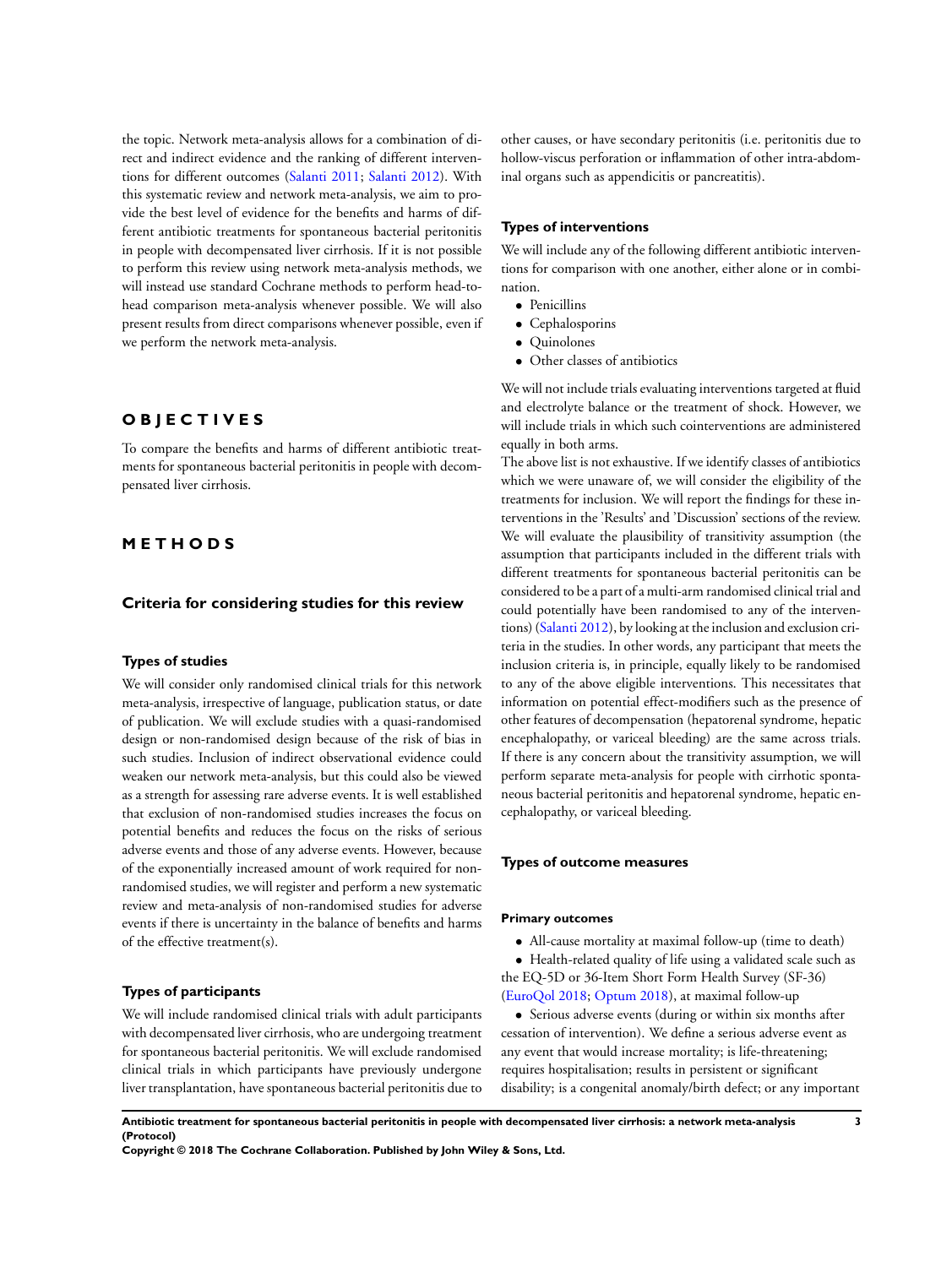the topic. Network meta-analysis allows for a combination of direct and indirect evidence and the ranking of different interventions for different outcomes (Salanti 2011; Salanti 2012). With this systematic review and network meta-analysis, we aim to provide the best level of evidence for the benefits and harms of different antibiotic treatments for spontaneous bacterial peritonitis in people with decompensated liver cirrhosis. If it is not possible to perform this review using network meta-analysis methods, we will instead use standard Cochrane methods to perform head-to-head comparison meta-analysis whenever possible. We will also present results from direct comparisons whenever possible, even if we perform the network meta-analysis.

# OBJECTIVES

To compare the benefits and harms of different antibiotic treatments for spontaneous bacterial peritonitis in people with decompensated liver cirrhosis.

# METHODS

## Criteria for considering studies for this review

### Types of studies

We will consider only randomised clinical trials for this network meta-analysis, irrespective of language, publication status, or date of publication. We will exclude studies with a quasi-randomised design or non-randomised design because of the risk of bias in such studies. Inclusion of indirect observational evidence could weaken our network meta-analysis, but this could also be viewed as a strength for assessing rare adverse events. It is well established that exclusion of non-randomised studies increases the focus on potential benefits and reduces the focus on the risks of serious adverse events and those of any adverse events. However, because of the exponentially increased amount of work required for non-randomised studies, we will register and perform a new systematic review and meta-analysis of non-randomised studies for adverse events if there is uncertainty in the balance of benefits and harms of the effective treatment(s).

### Types of participants

We will include randomised clinical trials with adult participants with decompensated liver cirrhosis, who are undergoing treatment for spontaneous bacterial peritonitis. We will exclude randomised clinical trials in which participants have previously undergone liver transplantation, have spontaneous bacterial peritonitis due to other causes, or have secondary peritonitis (i.e. peritonitis due to hollow-viscus perforation or inflammation of other intra-abdominal organs such as appendicitis or pancreatitis).

### Types of interventions

We will include any of the following different antibiotic interventions for comparison with one another, either alone or in combination.

- Penicillins
- Cephalosporins
- Quinolones
- Other classes of antibiotics

We will not include trials evaluating interventions targeted at fluid and electrolyte balance or the treatment of shock. However, we will include trials in which such cointerventions are administered equally in both arms.

The above list is not exhaustive. If we identify classes of antibiotics which we were unaware of, we will consider the eligibility of the treatments for inclusion. We will report the findings for these interventions in the 'Results' and 'Discussion' sections of the review. We will evaluate the plausibility of transitivity assumption (the assumption that participants included in the different trials with different treatments for spontaneous bacterial peritonitis can be considered to be a part of a multi-arm randomised clinical trial and could potentially have been randomised to any of the interventions) (Salanti 2012), by looking at the inclusion and exclusion criteria in the studies. In other words, any participant that meets the inclusion criteria is, in principle, equally likely to be randomised to any of the above eligible interventions. This necessitates that information on potential effect-modifiers such as the presence of other features of decompensation (hepatorenal syndrome, hepatic encephalopathy, or variceal bleeding) are the same across trials. If there is any concern about the transitivity assumption, we will perform separate meta-analysis for people with cirrhotic spontaneous bacterial peritonitis and hepatorenal syndrome, hepatic encephalopathy, or variceal bleeding.

### Types of outcome measures

#### Primary outcomes

- All-cause mortality at maximal follow-up (time to death)
- Health-related quality of life using a validated scale such as the EQ-5D or 36-Item Short Form Health Survey (SF-36) (EuroQol 2018; Optum 2018), at maximal follow-up
- Serious adverse events (during or within six months after cessation of intervention). We define a serious adverse event as any event that would increase mortality; is life-threatening; requires hospitalisation; results in persistent or significant disability; is a congenital anomaly/birth defect; or any important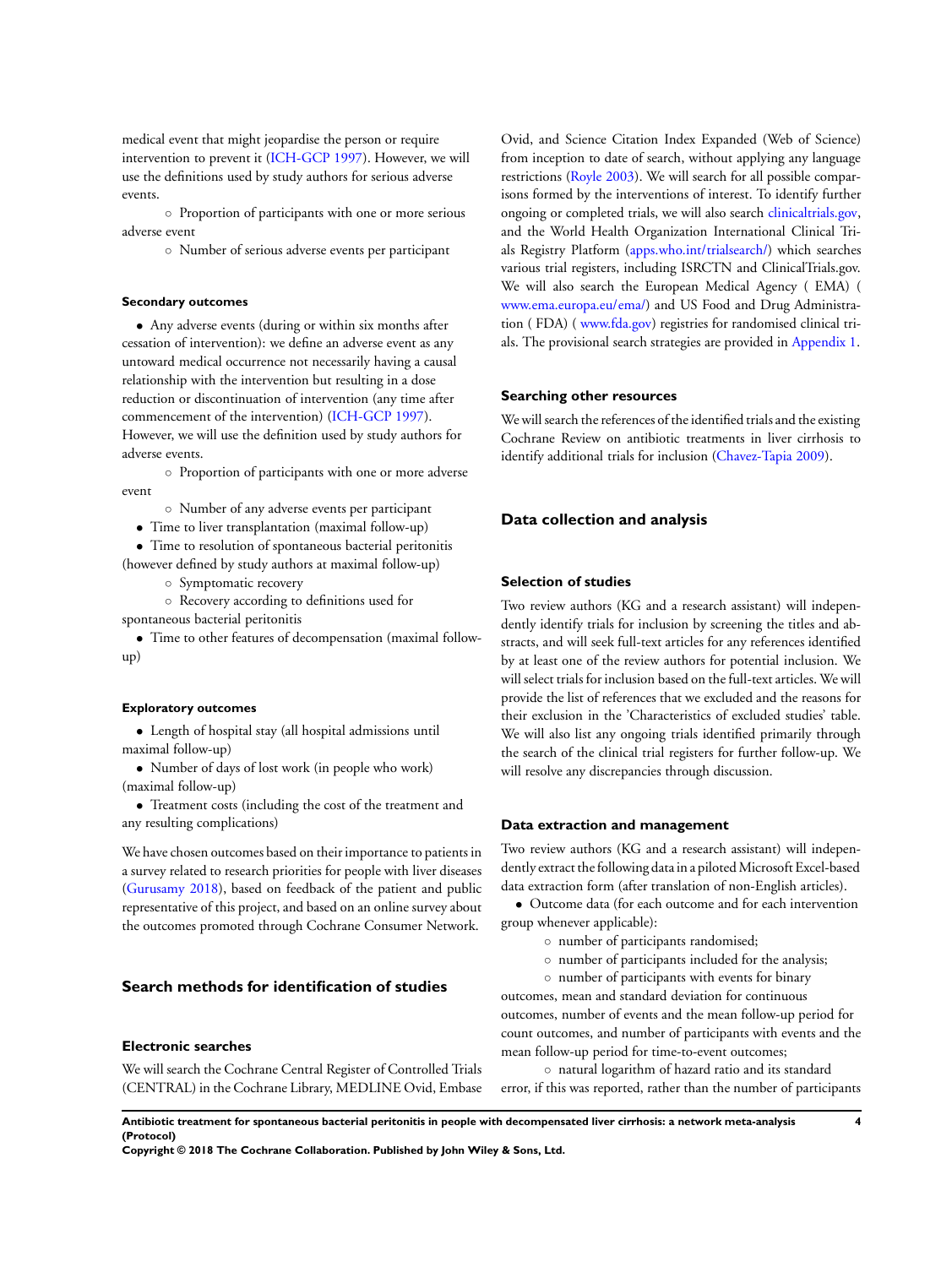medical event that might jeopardise the person or require intervention to prevent it (ICH-GCP 1997). However, we will use the definitions used by study authors for serious adverse events.

- Proportion of participants with one or more serious adverse event
- Number of serious adverse events per participant

#### Secondary outcomes

- Any adverse events (during or within six months after cessation of intervention): we define an adverse event as any untoward medical occurrence not necessarily having a causal relationship with the intervention but resulting in a dose reduction or discontinuation of intervention (any time after commencement of the intervention) (ICH-GCP 1997). However, we will use the definition used by study authors for adverse events.
    - Proportion of participants with one or more adverse event
    - Number of any adverse events per participant
- Time to liver transplantation (maximal follow-up)
- Time to resolution of spontaneous bacterial peritonitis (however defined by study authors at maximal follow-up)
    - Symptomatic recovery
    - Recovery according to definitions used for spontaneous bacterial peritonitis
- Time to other features of decompensation (maximal follow-up)

#### Exploratory outcomes

- Length of hospital stay (all hospital admissions until maximal follow-up)
- Number of days of lost work (in people who work) (maximal follow-up)
- Treatment costs (including the cost of the treatment and any resulting complications)

We have chosen outcomes based on their importance to patients in a survey related to research priorities for people with liver diseases (Gurusamy 2018), based on feedback of the patient and public representative of this project, and based on an online survey about the outcomes promoted through Cochrane Consumer Network.

## Search methods for identification of studies

### Electronic searches

We will search the Cochrane Central Register of Controlled Trials (CENTRAL) in the Cochrane Library, MEDLINE Ovid, Embase Ovid, and Science Citation Index Expanded (Web of Science) from inception to date of search, without applying any language restrictions (Royle 2003). We will search for all possible comparisons formed by the interventions of interest. To identify further ongoing or completed trials, we will also search clinicaltrials.gov, and the World Health Organization International Clinical Trials Registry Platform (apps.who.int/trialsearch/) which searches various trial registers, including ISRCTN and ClinicalTrials.gov. We will also search the European Medical Agency ( EMA) ( www.ema.europa.eu/ema/) and US Food and Drug Administration ( FDA) ( www.fda.gov) registries for randomised clinical trials. The provisional search strategies are provided in Appendix 1.

### Searching other resources

We will search the references of the identified trials and the existing Cochrane Review on antibiotic treatments in liver cirrhosis to identify additional trials for inclusion (Chavez-Tapia 2009).

## Data collection and analysis

### Selection of studies

Two review authors (KG and a research assistant) will independently identify trials for inclusion by screening the titles and abstracts, and will seek full-text articles for any references identified by at least one of the review authors for potential inclusion. We will select trials for inclusion based on the full-text articles. We will provide the list of references that we excluded and the reasons for their exclusion in the 'Characteristics of excluded studies' table. We will also list any ongoing trials identified primarily through the search of the clinical trial registers for further follow-up. We will resolve any discrepancies through discussion.

### Data extraction and management

Two review authors (KG and a research assistant) will independently extract the following data in a piloted Microsoft Excel-based data extraction form (after translation of non-English articles).

- Outcome data (for each outcome and for each intervention group whenever applicable):
    - number of participants randomised;
    - number of participants included for the analysis;
    - number of participants with events for binary outcomes, mean and standard deviation for continuous outcomes, number of events and the mean follow-up period for count outcomes, and number of participants with events and the mean follow-up period for time-to-event outcomes;
    - natural logarithm of hazard ratio and its standard error, if this was reported, rather than the number of participants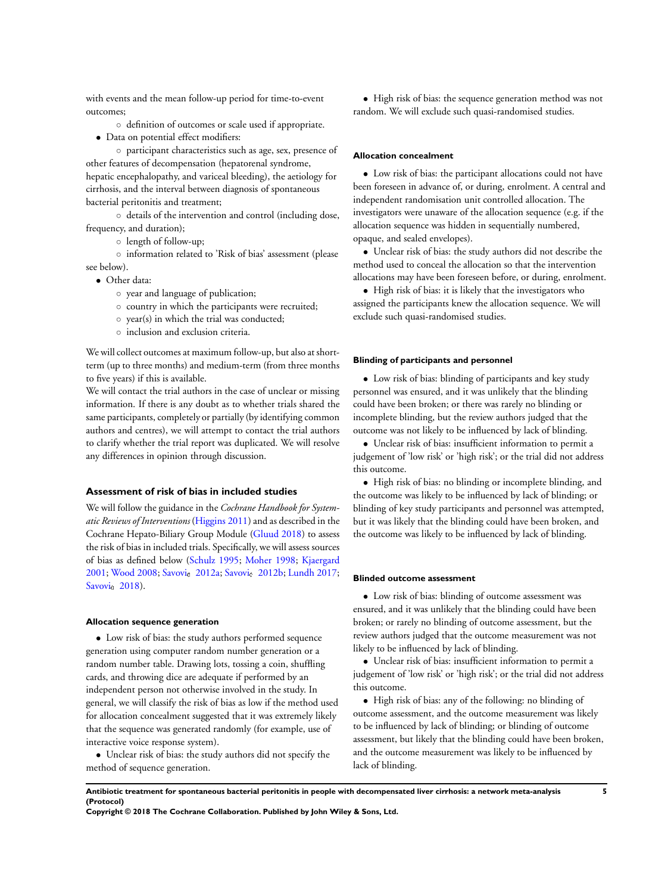with events and the mean follow-up period for time-to-event outcomes;

 - definition of outcomes or scale used if appropriate.

- Data on potential effect modifiers:
  - participant characteristics such as age, sex, presence of other features of decompensation (hepatorenal syndrome, hepatic encephalopathy, and variceal bleeding), the aetiology for cirrhosis, and the interval between diagnosis of spontaneous bacterial peritonitis and treatment;
  - details of the intervention and control (including dose, frequency, and duration);
  - length of follow-up;
  - information related to 'Risk of bias' assessment (please see below).
- Other data:
  - year and language of publication;
  - country in which the participants were recruited;
  - year(s) in which the trial was conducted;
  - inclusion and exclusion criteria.

We will collect outcomes at maximum follow-up, but also at short-term (up to three months) and medium-term (from three months to five years) if this is available.

We will contact the trial authors in the case of unclear or missing information. If there is any doubt as to whether trials shared the same participants, completely or partially (by identifying common authors and centres), we will attempt to contact the trial authors to clarify whether the trial report was duplicated. We will resolve any differences in opinion through discussion.

### Assessment of risk of bias in included studies

We will follow the guidance in the *Cochrane Handbook for Systematic Reviews of Interventions* (Higgins 2011) and as described in the Cochrane Hepato-Biliary Group Module (Gluud 2018) to assess the risk of bias in included trials. Specifically, we will assess sources of bias as defined below (Schulz 1995; Moher 1998; Kjaergard 2001; Wood 2008; Savović 2012a; Savović 2012b; Lundh 2017; Savović 2018).

#### Allocation sequence generation

- Low risk of bias: the study authors performed sequence generation using computer random number generation or a random number table. Drawing lots, tossing a coin, shuffling cards, and throwing dice are adequate if performed by an independent person not otherwise involved in the study. In general, we will classify the risk of bias as low if the method used for allocation concealment suggested that it was extremely likely that the sequence was generated randomly (for example, use of interactive voice response system).
- Unclear risk of bias: the study authors did not specify the method of sequence generation.
- High risk of bias: the sequence generation method was not random. We will exclude such quasi-randomised studies.

#### Allocation concealment

- Low risk of bias: the participant allocations could not have been foreseen in advance of, or during, enrolment. A central and independent randomisation unit controlled allocation. The investigators were unaware of the allocation sequence (e.g. if the allocation sequence was hidden in sequentially numbered, opaque, and sealed envelopes).
- Unclear risk of bias: the study authors did not describe the method used to conceal the allocation so that the intervention allocations may have been foreseen before, or during, enrolment.
- High risk of bias: it is likely that the investigators who assigned the participants knew the allocation sequence. We will exclude such quasi-randomised studies.

#### Blinding of participants and personnel

- Low risk of bias: blinding of participants and key study personnel was ensured, and it was unlikely that the blinding could have been broken; or there was rarely no blinding or incomplete blinding, but the review authors judged that the outcome was not likely to be influenced by lack of blinding.
- Unclear risk of bias: insufficient information to permit a judgement of 'low risk' or 'high risk'; or the trial did not address this outcome.
- High risk of bias: no blinding or incomplete blinding, and the outcome was likely to be influenced by lack of blinding; or blinding of key study participants and personnel was attempted, but it was likely that the blinding could have been broken, and the outcome was likely to be influenced by lack of blinding.

#### Blinded outcome assessment

- Low risk of bias: blinding of outcome assessment was ensured, and it was unlikely that the blinding could have been broken; or rarely no blinding of outcome assessment, but the review authors judged that the outcome measurement was not likely to be influenced by lack of blinding.
- Unclear risk of bias: insufficient information to permit a judgement of 'low risk' or 'high risk'; or the trial did not address this outcome.
- High risk of bias: any of the following: no blinding of outcome assessment, and the outcome measurement was likely to be influenced by lack of blinding; or blinding of outcome assessment, but likely that the blinding could have been broken, and the outcome measurement was likely to be influenced by lack of blinding.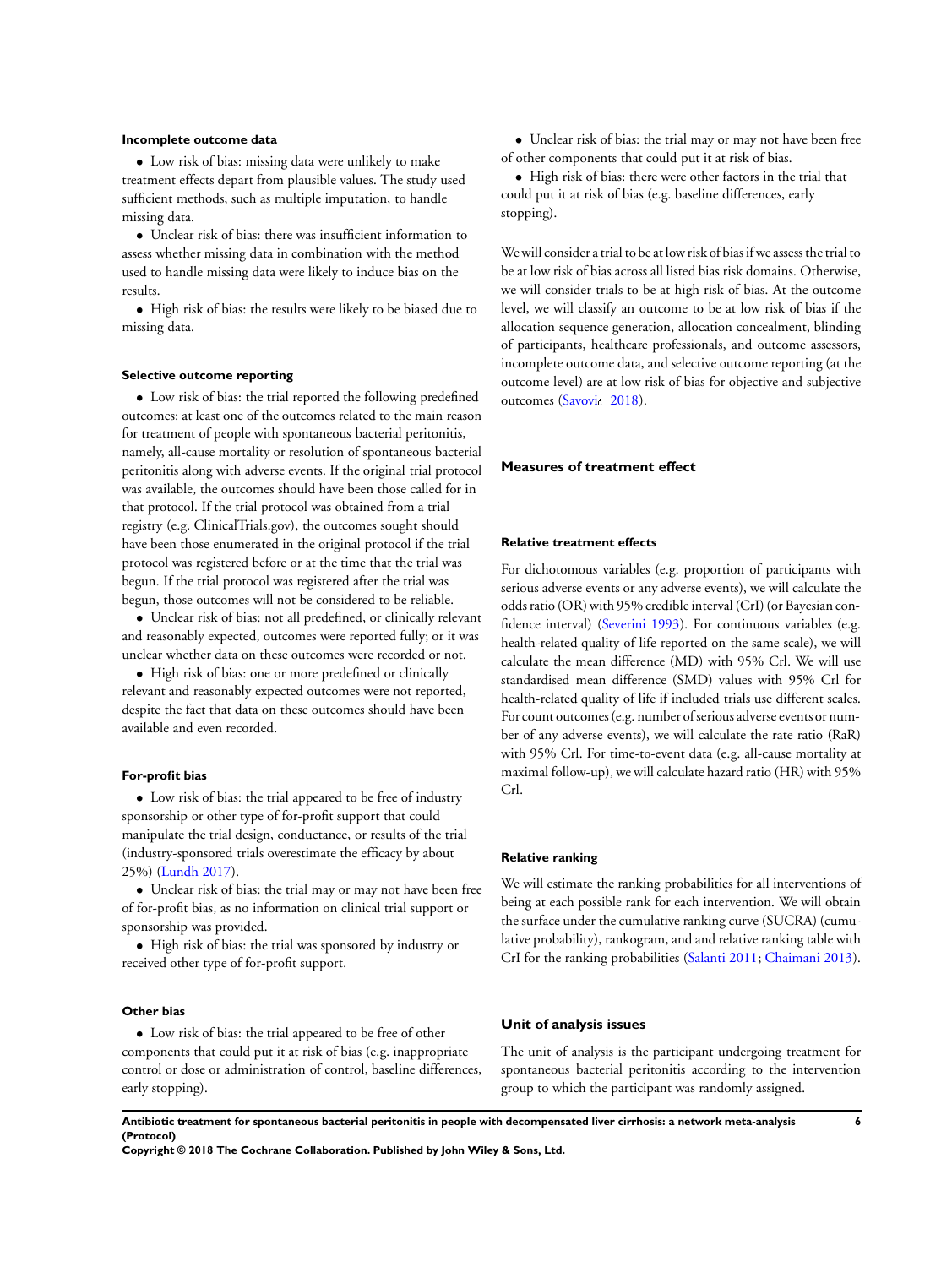#### Incomplete outcome data

- Low risk of bias: missing data were unlikely to make treatment effects depart from plausible values. The study used sufficient methods, such as multiple imputation, to handle missing data.
- Unclear risk of bias: there was insufficient information to assess whether missing data in combination with the method used to handle missing data were likely to induce bias on the results.
- High risk of bias: the results were likely to be biased due to missing data.

#### Selective outcome reporting

- Low risk of bias: the trial reported the following predefined outcomes: at least one of the outcomes related to the main reason for treatment of people with spontaneous bacterial peritonitis, namely, all-cause mortality or resolution of spontaneous bacterial peritonitis along with adverse events. If the original trial protocol was available, the outcomes should have been those called for in that protocol. If the trial protocol was obtained from a trial registry (e.g. ClinicalTrials.gov), the outcomes sought should have been those enumerated in the original protocol if the trial protocol was registered before or at the time that the trial was begun. If the trial protocol was registered after the trial was begun, those outcomes will not be considered to be reliable.
- Unclear risk of bias: not all predefined, or clinically relevant and reasonably expected, outcomes were reported fully; or it was unclear whether data on these outcomes were recorded or not.
- High risk of bias: one or more predefined or clinically relevant and reasonably expected outcomes were not reported, despite the fact that data on these outcomes should have been available and even recorded.

#### For-profit bias

- Low risk of bias: the trial appeared to be free of industry sponsorship or other type of for-profit support that could manipulate the trial design, conductance, or results of the trial (industry-sponsored trials overestimate the efficacy by about 25%) (Lundh 2017).
- Unclear risk of bias: the trial may or may not have been free of for-profit bias, as no information on clinical trial support or sponsorship was provided.
- High risk of bias: the trial was sponsored by industry or received other type of for-profit support.

#### Other bias

- Low risk of bias: the trial appeared to be free of other components that could put it at risk of bias (e.g. inappropriate control or dose or administration of control, baseline differences, early stopping).
- Unclear risk of bias: the trial may or may not have been free of other components that could put it at risk of bias.
- High risk of bias: there were other factors in the trial that could put it at risk of bias (e.g. baseline differences, early stopping).

We will consider a trial to be at low risk of bias if we assess the trial to be at low risk of bias across all listed bias risk domains. Otherwise, we will consider trials to be at high risk of bias. At the outcome level, we will classify an outcome to be at low risk of bias if the allocation sequence generation, allocation concealment, blinding of participants, healthcare professionals, and outcome assessors, incomplete outcome data, and selective outcome reporting (at the outcome level) are at low risk of bias for objective and subjective outcomes (Savović 2018).

### Measures of treatment effect

#### Relative treatment effects

For dichotomous variables (e.g. proportion of participants with serious adverse events or any adverse events), we will calculate the odds ratio (OR) with 95% credible interval (CrI) (or Bayesian confidence interval) (Severini 1993). For continuous variables (e.g. health-related quality of life reported on the same scale), we will calculate the mean difference (MD) with 95% CrI. We will use standardised mean difference (SMD) values with 95% CrI for health-related quality of life if included trials use different scales. For count outcomes (e.g. number of serious adverse events or number of any adverse events), we will calculate the rate ratio (RaR) with 95% CrI. For time-to-event data (e.g. all-cause mortality at maximal follow-up), we will calculate hazard ratio (HR) with 95% CrI.

#### Relative ranking

We will estimate the ranking probabilities for all interventions of being at each possible rank for each intervention. We will obtain the surface under the cumulative ranking curve (SUCRA) (cumulative probability), rankogram, and and relative ranking table with CrI for the ranking probabilities (Salanti 2011; Chaimani 2013).

### Unit of analysis issues

The unit of analysis is the participant undergoing treatment for spontaneous bacterial peritonitis according to the intervention group to which the participant was randomly assigned.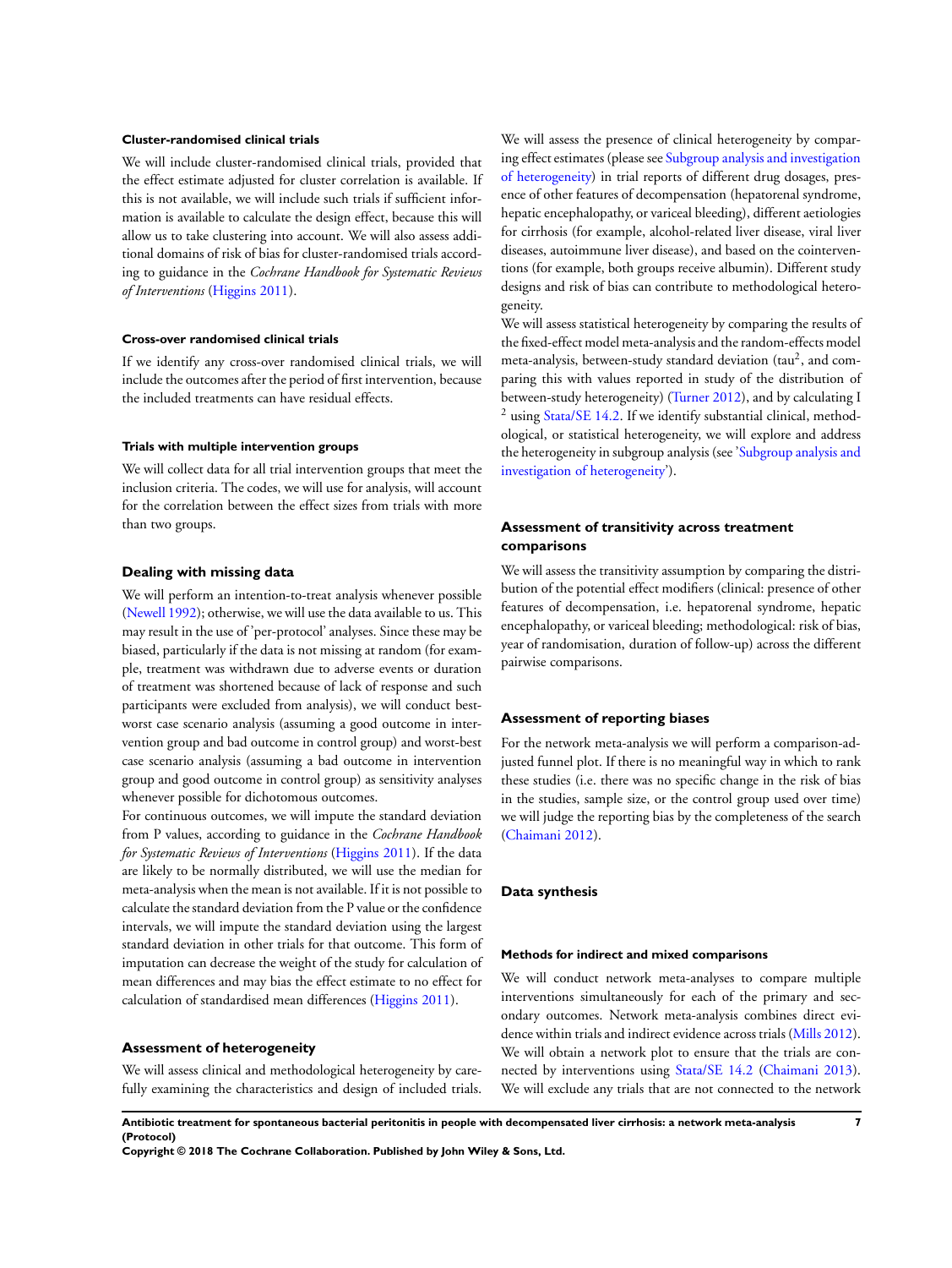#### Cluster-randomised clinical trials

We will include cluster-randomised clinical trials, provided that the effect estimate adjusted for cluster correlation is available. If this is not available, we will include such trials if sufficient information is available to calculate the design effect, because this will allow us to take clustering into account. We will also assess additional domains of risk of bias for cluster-randomised trials according to guidance in the *Cochrane Handbook for Systematic Reviews of Interventions* (Higgins 2011).

#### Cross-over randomised clinical trials

If we identify any cross-over randomised clinical trials, we will include the outcomes after the period of first intervention, because the included treatments can have residual effects.

#### Trials with multiple intervention groups

We will collect data for all trial intervention groups that meet the inclusion criteria. The codes, we will use for analysis, will account for the correlation between the effect sizes from trials with more than two groups.

### Dealing with missing data

We will perform an intention-to-treat analysis whenever possible (Newell 1992); otherwise, we will use the data available to us. This may result in the use of 'per-protocol' analyses. Since these may be biased, particularly if the data is not missing at random (for example, treatment was withdrawn due to adverse events or duration of treatment was shortened because of lack of response and such participants were excluded from analysis), we will conduct best-worst case scenario analysis (assuming a good outcome in intervention group and bad outcome in control group) and worst-best case scenario analysis (assuming a bad outcome in intervention group and good outcome in control group) as sensitivity analyses whenever possible for dichotomous outcomes.

For continuous outcomes, we will impute the standard deviation from P values, according to guidance in the *Cochrane Handbook for Systematic Reviews of Interventions* (Higgins 2011). If the data are likely to be normally distributed, we will use the median for meta-analysis when the mean is not available. If it is not possible to calculate the standard deviation from the P value or the confidence intervals, we will impute the standard deviation using the largest standard deviation in other trials for that outcome. This form of imputation can decrease the weight of the study for calculation of mean differences and may bias the effect estimate to no effect for calculation of standardised mean differences (Higgins 2011).

### Assessment of heterogeneity

We will assess clinical and methodological heterogeneity by carefully examining the characteristics and design of included trials. We will assess the presence of clinical heterogeneity by comparing effect estimates (please see Subgroup analysis and investigation of heterogeneity) in trial reports of different drug dosages, presence of other features of decompensation (hepatorenal syndrome, hepatic encephalopathy, or variceal bleeding), different aetiologies for cirrhosis (for example, alcohol-related liver disease, viral liver diseases, autoimmune liver disease), and based on the cointerventions (for example, both groups receive albumin). Different study designs and risk of bias can contribute to methodological heterogeneity.

We will assess statistical heterogeneity by comparing the results of the fixed-effect model meta-analysis and the random-effects model meta-analysis, between-study standard deviation ($tau^2$, and comparing this with values reported in study of the distribution of between-study heterogeneity) (Turner 2012), and by calculating $I^2$ using Stata/SE 14.2. If we identify substantial clinical, methodological, or statistical heterogeneity, we will explore and address the heterogeneity in subgroup analysis (see 'Subgroup analysis and investigation of heterogeneity').

### Assessment of transitivity across treatment comparisons

We will assess the transitivity assumption by comparing the distribution of the potential effect modifiers (clinical: presence of other features of decompensation, i.e. hepatorenal syndrome, hepatic encephalopathy, or variceal bleeding; methodological: risk of bias, year of randomisation, duration of follow-up) across the different pairwise comparisons.

### Assessment of reporting biases

For the network meta-analysis we will perform a comparison-adjusted funnel plot. If there is no meaningful way in which to rank these studies (i.e. there was no specific change in the risk of bias in the studies, sample size, or the control group used over time) we will judge the reporting bias by the completeness of the search (Chaimani 2012).

### Data synthesis

#### Methods for indirect and mixed comparisons

We will conduct network meta-analyses to compare multiple interventions simultaneously for each of the primary and secondary outcomes. Network meta-analysis combines direct evidence within trials and indirect evidence across trials (Mills 2012). We will obtain a network plot to ensure that the trials are connected by interventions using Stata/SE 14.2 (Chaimani 2013). We will exclude any trials that are not connected to the network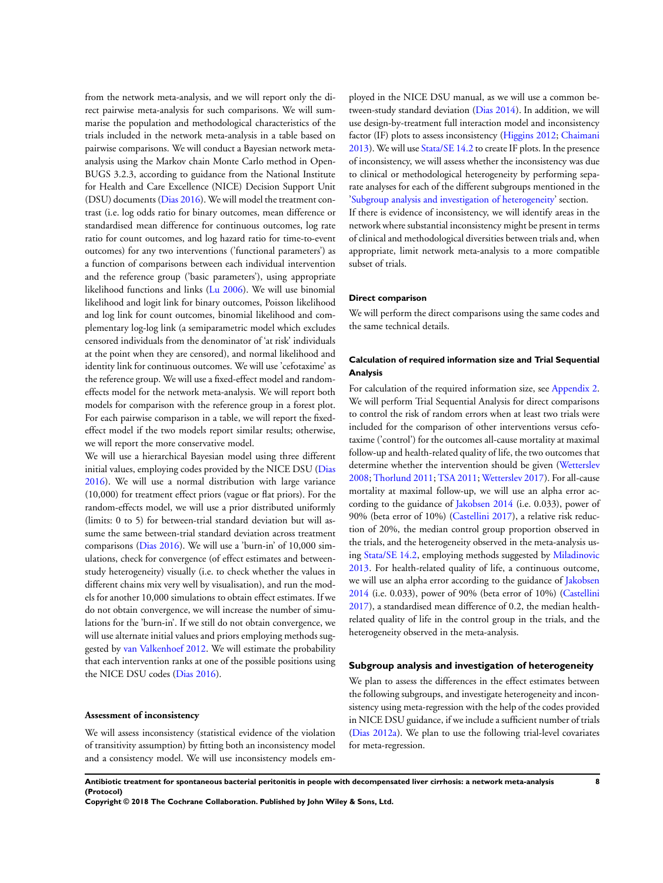from the network meta-analysis, and we will report only the direct pairwise meta-analysis for such comparisons. We will summarise the population and methodological characteristics of the trials included in the network meta-analysis in a table based on pairwise comparisons. We will conduct a Bayesian network meta-analysis using the Markov chain Monte Carlo method in OpenBUGS 3.2.3, according to guidance from the National Institute for Health and Care Excellence (NICE) Decision Support Unit (DSU) documents (Dias 2016). We will model the treatment contrast (i.e. log odds ratio for binary outcomes, mean difference or standardised mean difference for continuous outcomes, log rate ratio for count outcomes, and log hazard ratio for time-to-event outcomes) for any two interventions ('functional parameters') as a function of comparisons between each individual intervention and the reference group ('basic parameters'), using appropriate likelihood functions and links (Lu 2006). We will use binomial likelihood and logit link for binary outcomes, Poisson likelihood and log link for count outcomes, binomial likelihood and complementary log-log link (a semiparametric model which excludes censored individuals from the denominator of 'at risk' individuals at the point when they are censored), and normal likelihood and identity link for continuous outcomes. We will use 'cefotaxime' as the reference group. We will use a fixed-effect model and random-effects model for the network meta-analysis. We will report both models for comparison with the reference group in a forest plot. For each pairwise comparison in a table, we will report the fixed-effect model if the two models report similar results; otherwise, we will report the more conservative model.

We will use a hierarchical Bayesian model using three different initial values, employing codes provided by the NICE DSU (Dias 2016). We will use a normal distribution with large variance (10,000) for treatment effect priors (vague or flat priors). For the random-effects model, we will use a prior distributed uniformly (limits: 0 to 5) for between-trial standard deviation but will assume the same between-trial standard deviation across treatment comparisons (Dias 2016). We will use a 'burn-in' of 10,000 simulations, check for convergence (of effect estimates and between-study heterogeneity) visually (i.e. to check whether the values in different chains mix very well by visualisation), and run the models for another 10,000 simulations to obtain effect estimates. If we do not obtain convergence, we will increase the number of simulations for the 'burn-in'. If we still do not obtain convergence, we will use alternate initial values and priors employing methods suggested by van Valkenhoef 2012. We will estimate the probability that each intervention ranks at one of the possible positions using the NICE DSU codes (Dias 2016).

#### Assessment of inconsistency

We will assess inconsistency (statistical evidence of the violation of transitivity assumption) by fitting both an inconsistency model and a consistency model. We will use inconsistency models employed in the NICE DSU manual, as we will use a common between-study standard deviation (Dias 2014). In addition, we will use design-by-treatment full interaction model and inconsistency factor (IF) plots to assess inconsistency (Higgins 2012; Chaimani 2013). We will use Stata/SE 14.2 to create IF plots. In the presence of inconsistency, we will assess whether the inconsistency was due to clinical or methodological heterogeneity by performing separate analyses for each of the different subgroups mentioned in the 'Subgroup analysis and investigation of heterogeneity' section.

If there is evidence of inconsistency, we will identify areas in the network where substantial inconsistency might be present in terms of clinical and methodological diversities between trials and, when appropriate, limit network meta-analysis to a more compatible subset of trials.

#### Direct comparison

We will perform the direct comparisons using the same codes and the same technical details.

#### Calculation of required information size and Trial Sequential Analysis

For calculation of the required information size, see Appendix 2. We will perform Trial Sequential Analysis for direct comparisons to control the risk of random errors when at least two trials were included for the comparison of other interventions versus cefotaxime ('control') for the outcomes all-cause mortality at maximal follow-up and health-related quality of life, the two outcomes that determine whether the intervention should be given (Wetterslev 2008; Thorlund 2011; TSA 2011; Wetterslev 2017). For all-cause mortality at maximal follow-up, we will use an alpha error according to the guidance of Jakobsen 2014 (i.e. 0.033), power of 90% (beta error of 10%) (Castellini 2017), a relative risk reduction of 20%, the median control group proportion observed in the trials, and the heterogeneity observed in the meta-analysis using Stata/SE 14.2, employing methods suggested by Miladinovic 2013. For health-related quality of life, a continuous outcome, we will use an alpha error according to the guidance of Jakobsen 2014 (i.e. 0.033), power of 90% (beta error of 10%) (Castellini 2017), a standardised mean difference of 0.2, the median health-related quality of life in the control group in the trials, and the heterogeneity observed in the meta-analysis.

### Subgroup analysis and investigation of heterogeneity

We plan to assess the differences in the effect estimates between the following subgroups, and investigate heterogeneity and inconsistency using meta-regression with the help of the codes provided in NICE DSU guidance, if we include a sufficient number of trials (Dias 2012a). We plan to use the following trial-level covariates for meta-regression.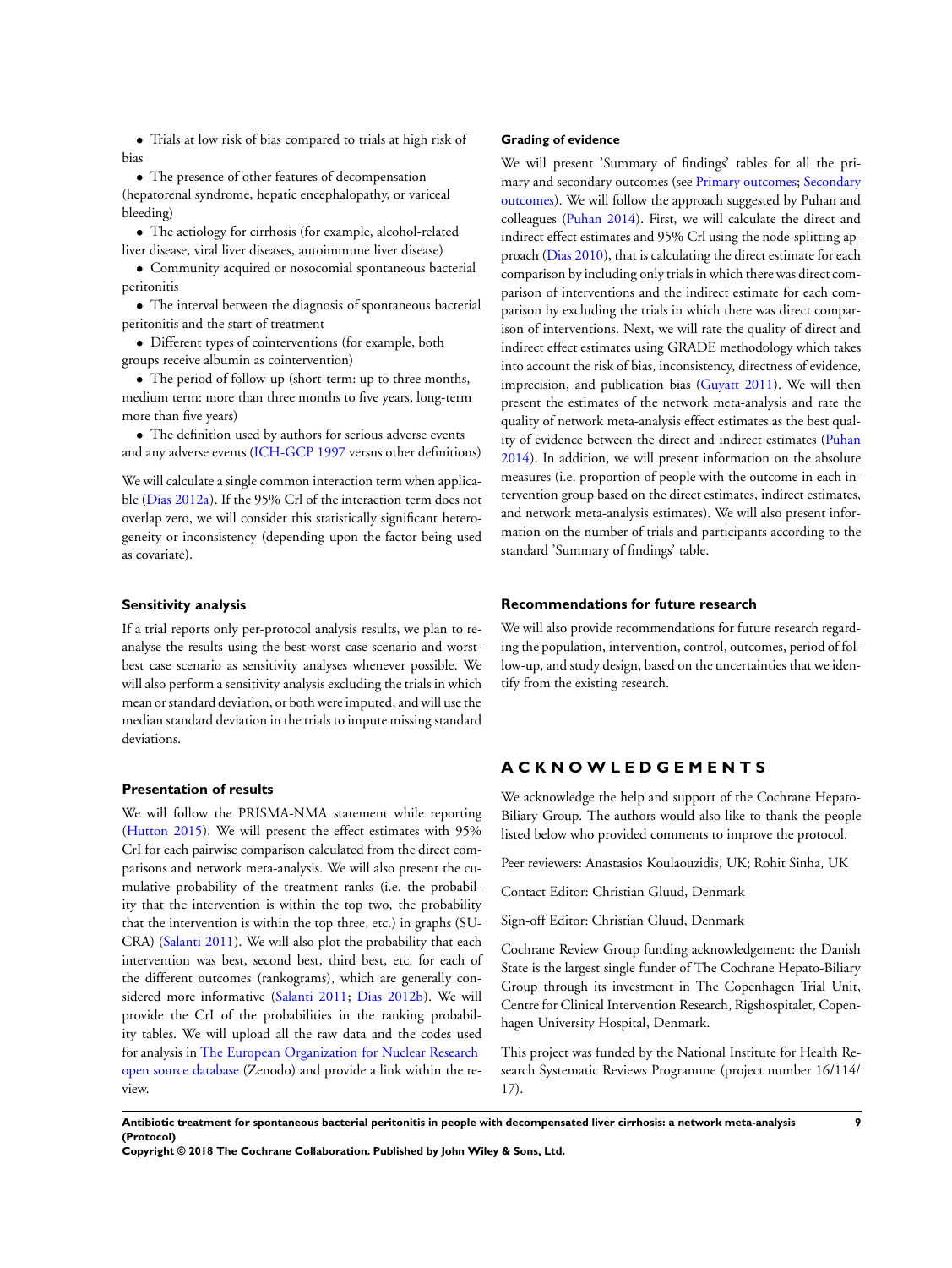- Trials at low risk of bias compared to trials at high risk of bias
- The presence of other features of decompensation (hepatorenal syndrome, hepatic encephalopathy, or variceal bleeding)
- The aetiology for cirrhosis (for example, alcohol-related liver disease, viral liver diseases, autoimmune liver disease)
- Community acquired or nosocomial spontaneous bacterial peritonitis
- The interval between the diagnosis of spontaneous bacterial peritonitis and the start of treatment
- Different types of cointerventions (for example, both groups receive albumin as cointervention)
- The period of follow-up (short-term: up to three months, medium term: more than three months to five years, long-term more than five years)
- The definition used by authors for serious adverse events and any adverse events (ICH-GCP 1997 versus other definitions)

We will calculate a single common interaction term when applicable (Dias 2012a). If the 95% CrI of the interaction term does not overlap zero, we will consider this statistically significant heterogeneity or inconsistency (depending upon the factor being used as covariate).

### Sensitivity analysis

If a trial reports only per-protocol analysis results, we plan to re-analyse the results using the best-worst case scenario and worst-best case scenario as sensitivity analyses whenever possible. We will also perform a sensitivity analysis excluding the trials in which mean or standard deviation, or both were imputed, and will use the median standard deviation in the trials to impute missing standard deviations.

### Presentation of results

We will follow the PRISMA-NMA statement while reporting (Hutton 2015). We will present the effect estimates with 95% CrI for each pairwise comparison calculated from the direct comparisons and network meta-analysis. We will also present the cumulative probability of the treatment ranks (i.e. the probability that the intervention is within the top two, the probability that the intervention is within the top three, etc.) in graphs (SUCRA) (Salanti 2011). We will also plot the probability that each intervention was best, second best, third best, etc. for each of the different outcomes (rankograms), which are generally considered more informative (Salanti 2011; Dias 2012b). We will provide the CrI of the probabilities in the ranking probability tables. We will upload all the raw data and the codes used for analysis in The European Organization for Nuclear Research open source database (Zenodo) and provide a link within the review.

### Grading of evidence

We will present 'Summary of findings' tables for all the primary and secondary outcomes (see Primary outcomes; Secondary outcomes). We will follow the approach suggested by Puhan and colleagues (Puhan 2014). First, we will calculate the direct and indirect effect estimates and 95% CrI using the node-splitting approach (Dias 2010), that is calculating the direct estimate for each comparison by including only trials in which there was direct comparison of interventions and the indirect estimate for each comparison by excluding the trials in which there was direct comparison of interventions. Next, we will rate the quality of direct and indirect effect estimates using GRADE methodology which takes into account the risk of bias, inconsistency, directness of evidence, imprecision, and publication bias (Guyatt 2011). We will then present the estimates of the network meta-analysis and rate the quality of network meta-analysis effect estimates as the best quality of evidence between the direct and indirect estimates (Puhan 2014). In addition, we will present information on the absolute measures (i.e. proportion of people with the outcome in each intervention group based on the direct estimates, indirect estimates, and network meta-analysis estimates). We will also present information on the number of trials and participants according to the standard 'Summary of findings' table.

### Recommendations for future research

We will also provide recommendations for future research regarding the population, intervention, control, outcomes, period of follow-up, and study design, based on the uncertainties that we identify from the existing research.

# ACKNOWLEDGEMENTS

We acknowledge the help and support of the Cochrane Hepato-Biliary Group. The authors would also like to thank the people listed below who provided comments to improve the protocol.

Peer reviewers: Anastasios Koulaouzidis, UK; Rohit Sinha, UK

Contact Editor: Christian Gluud, Denmark

Sign-off Editor: Christian Gluud, Denmark

Cochrane Review Group funding acknowledgement: the Danish State is the largest single funder of The Cochrane Hepato-Biliary Group through its investment in The Copenhagen Trial Unit, Centre for Clinical Intervention Research, Rigshospitalet, Copenhagen University Hospital, Denmark.

This project was funded by the National Institute for Health Research Systematic Reviews Programme (project number 16/114/17).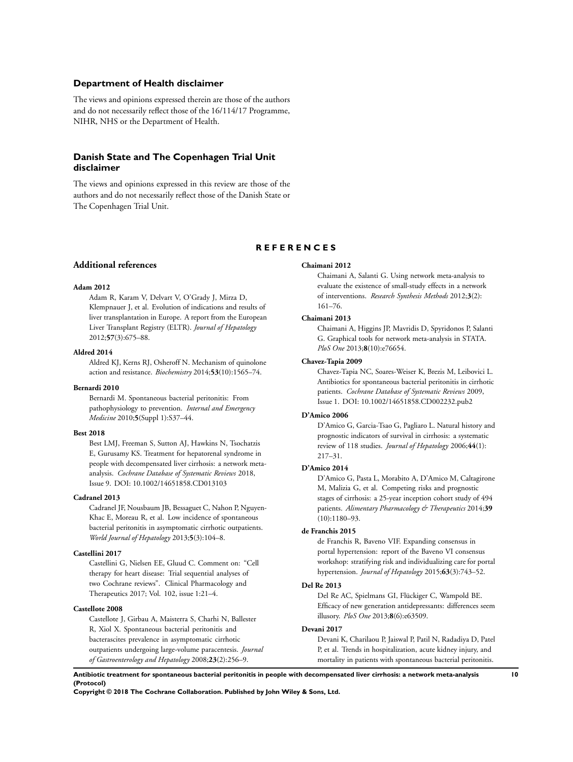### Department of Health disclaimer

The views and opinions expressed therein are those of the authors and do not necessarily reflect those of the 16/114/17 Programme, NIHR, NHS or the Department of Health.

### Danish State and The Copenhagen Trial Unit disclaimer

The views and opinions expressed in this review are those of the authors and do not necessarily reflect those of the Danish State or The Copenhagen Trial Unit.

## REFERENCES

### Additional references

**Adam 2012**

Adam R, Karam V, Delvart V, O'Grady J, Mirza D, Klempnauer J, et al. Evolution of indications and results of liver transplantation in Europe. A report from the European Liver Transplant Registry (ELTR). *Journal of Hepatology* 2012;**57**(3):675–88.

**Aldred 2014**

Aldred KJ, Kerns RJ, Osheroff N. Mechanism of quinolone action and resistance. *Biochemistry* 2014;**53**(10):1565–74.

**Bernardi 2010**

Bernardi M. Spontaneous bacterial peritonitis: From pathophysiology to prevention. *Internal and Emergency Medicine* 2010;**5**(Suppl 1):S37–44.

**Best 2018**

Best LMJ, Freeman S, Sutton AJ, Hawkins N, Tsochatzis E, Gurusamy KS. Treatment for hepatorenal syndrome in people with decompensated liver cirrhosis: a network meta-analysis. *Cochrane Database of Systematic Reviews* 2018, Issue 9. DOI: 10.1002/14651858.CD013103

**Cadranel 2013**

Cadranel JF, Nousbaum JB, Bessaguet C, Nahon P, Nguyen-Khac E, Moreau R, et al. Low incidence of spontaneous bacterial peritonitis in asymptomatic cirrhotic outpatients. *World Journal of Hepatology* 2013;**5**(3):104–8.

**Castellini 2017**

Castellini G, Nielsen EE, Gluud C. Comment on: "Cell therapy for heart disease: Trial sequential analyses of two Cochrane reviews". Clinical Pharmacology and Therapeutics 2017; Vol. 102, issue 1:21–4.

**Castellote 2008**

Castellote J, Girbau A, Maisterra S, Charhi N, Ballester R, Xiol X. Spontaneous bacterial peritonitis and bacterascites prevalence in asymptomatic cirrhotic outpatients undergoing large-volume paracentesis. *Journal of Gastroenterology and Hepatology* 2008;**23**(2):256–9.

**Chaimani 2012**

Chaimani A, Salanti G. Using network meta-analysis to evaluate the existence of small-study effects in a network of interventions. *Research Synthesis Methods* 2012;**3**(2):161–76.

**Chaimani 2013**

Chaimani A, Higgins JP, Mavridis D, Spyridonos P, Salanti G. Graphical tools for network meta-analysis in STATA. *PloS One* 2013;**8**(10):e76654.

**Chavez-Tapia 2009**

Chavez-Tapia NC, Soares-Weiser K, Brezis M, Leibovici L. Antibiotics for spontaneous bacterial peritonitis in cirrhotic patients. *Cochrane Database of Systematic Reviews* 2009, Issue 1. DOI: 10.1002/14651858.CD002232.pub2

**D'Amico 2006**

D'Amico G, Garcia-Tsao G, Pagliaro L. Natural history and prognostic indicators of survival in cirrhosis: a systematic review of 118 studies. *Journal of Hepatology* 2006;**44**(1):217–31.

**D'Amico 2014**

D'Amico G, Pasta L, Morabito A, D'Amico M, Caltagirone M, Malizia G, et al. Competing risks and prognostic stages of cirrhosis: a 25-year inception cohort study of 494 patients. *Alimentary Pharmacology & Therapeutics* 2014;**39**(10):1180–93.

**de Franchis 2015**

de Franchis R, Baveno VIF. Expanding consensus in portal hypertension: report of the Baveno VI consensus workshop: stratifying risk and individualizing care for portal hypertension. *Journal of Hepatology* 2015;**63**(3):743–52.

**Del Re 2013**

Del Re AC, Spielmans GI, Flückiger C, Wampold BE. Efficacy of new generation antidepressants: differences seem illusory. *PloS One* 2013;**8**(6):e63509.

**Devani 2017**

Devani K, Charilaou P, Jaiswal P, Patil N, Radadiya D, Patel P, et al. Trends in hospitalization, acute kidney injury, and mortality in patients with spontaneous bacterial peritonitis.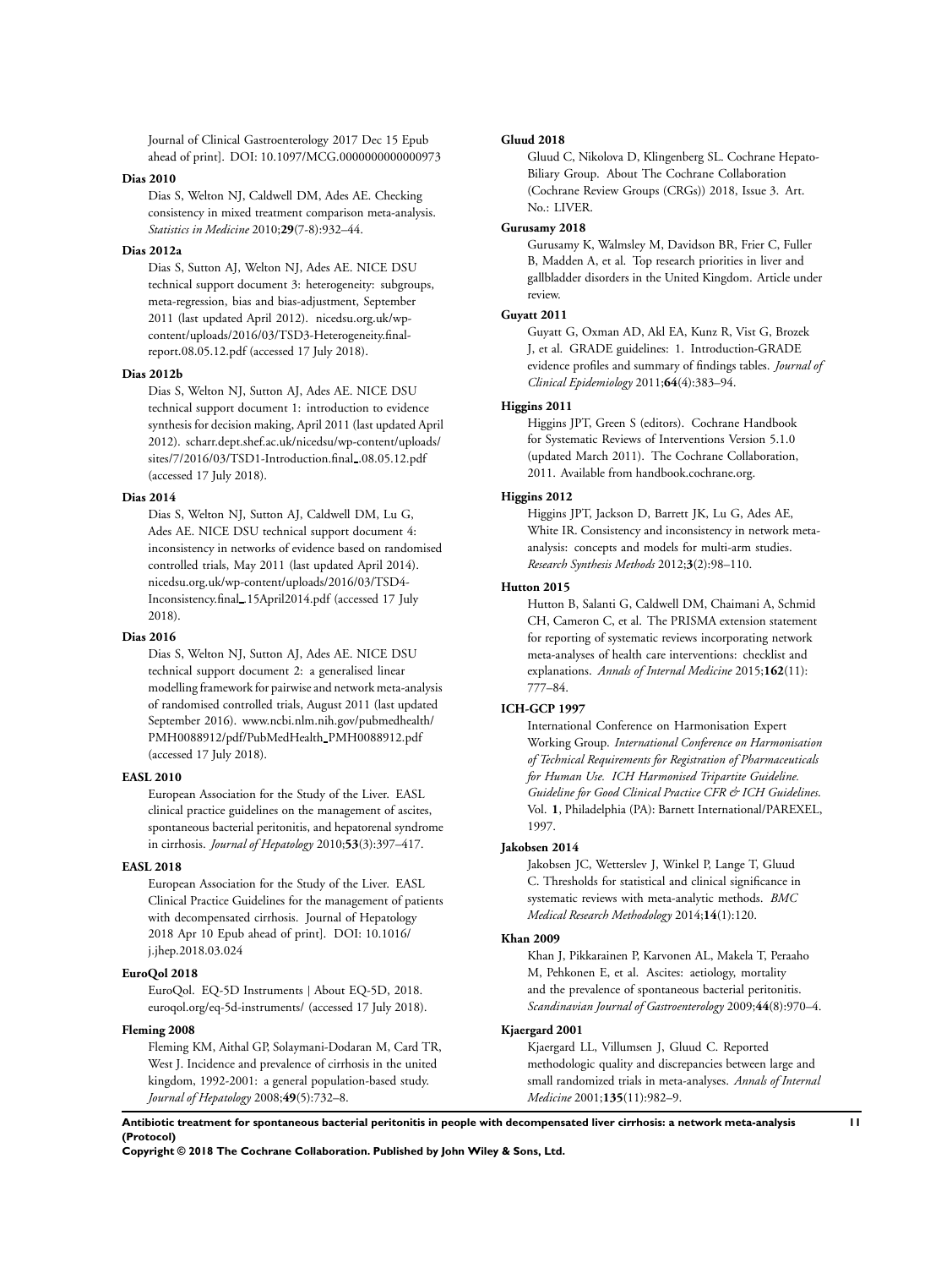Journal of Clinical Gastroenterology 2017 Dec 15 Epub ahead of print]. DOI: 10.1097/MCG.0000000000000973

**Dias 2010**

Dias S, Welton NJ, Caldwell DM, Ades AE. Checking consistency in mixed treatment comparison meta-analysis. *Statistics in Medicine* 2010;**29**(7-8):932–44.

**Dias 2012a**

Dias S, Sutton AJ, Welton NJ, Ades AE. NICE DSU technical support document 3: heterogeneity: subgroups, meta-regression, bias and bias-adjustment, September 2011 (last updated April 2012). nicedsu.org.uk/wp-content/uploads/2016/03/TSD3-Heterogeneity.final-report.08.05.12.pdf (accessed 17 July 2018).

**Dias 2012b**

Dias S, Welton NJ, Sutton AJ, Ades AE. NICE DSU technical support document 1: introduction to evidence synthesis for decision making, April 2011 (last updated April 2012). scharr.dept.shef.ac.uk/nicedsu/wp-content/uploads/sites/7/2016/03/TSD1-Introduction.final_.08.05.12.pdf (accessed 17 July 2018).

**Dias 2014**

Dias S, Welton NJ, Sutton AJ, Caldwell DM, Lu G, Ades AE. NICE DSU technical support document 4: inconsistency in networks of evidence based on randomised controlled trials, May 2011 (last updated April 2014). nicedsu.org.uk/wp-content/uploads/2016/03/TSD4-Inconsistency.final_.15April2014.pdf (accessed 17 July 2018).

**Dias 2016**

Dias S, Welton NJ, Sutton AJ, Ades AE. NICE DSU technical support document 2: a generalised linear modelling framework for pairwise and network meta-analysis of randomised controlled trials, August 2011 (last updated September 2016). www.ncbi.nlm.nih.gov/pubmedhealth/PMH0088912/pdf/PubMedHealth_PMH0088912.pdf (accessed 17 July 2018).

**EASL 2010**

European Association for the Study of the Liver. EASL clinical practice guidelines on the management of ascites, spontaneous bacterial peritonitis, and hepatorenal syndrome in cirrhosis. *Journal of Hepatology* 2010;**53**(3):397–417.

**EASL 2018**

European Association for the Study of the Liver. EASL Clinical Practice Guidelines for the management of patients with decompensated cirrhosis. Journal of Hepatology 2018 Apr 10 Epub ahead of print]. DOI: 10.1016/j.jhep.2018.03.024

**EuroQol 2018**

EuroQol. EQ-5D Instruments | About EQ-5D, 2018. euroqol.org/eq-5d-instruments/ (accessed 17 July 2018).

**Fleming 2008**

Fleming KM, Aithal GP, Solaymani-Dodaran M, Card TR, West J. Incidence and prevalence of cirrhosis in the united kingdom, 1992-2001: a general population-based study. *Journal of Hepatology* 2008;**49**(5):732–8.

**Gluud 2018**

Gluud C, Nikolova D, Klingenberg SL. Cochrane Hepato-Biliary Group. About The Cochrane Collaboration (Cochrane Review Groups (CRGs)) 2018, Issue 3. Art. No.: LIVER.

**Gurusamy 2018**

Gurusamy K, Walmsley M, Davidson BR, Frier C, Fuller B, Madden A, et al. Top research priorities in liver and gallbladder disorders in the United Kingdom. Article under review.

**Guyatt 2011**

Guyatt G, Oxman AD, Akl EA, Kunz R, Vist G, Brozek J, et al. GRADE guidelines: 1. Introduction-GRADE evidence profiles and summary of findings tables. *Journal of Clinical Epidemiology* 2011;**64**(4):383–94.

**Higgins 2011**

Higgins JPT, Green S (editors). Cochrane Handbook for Systematic Reviews of Interventions Version 5.1.0 (updated March 2011). The Cochrane Collaboration, 2011. Available from handbook.cochrane.org.

**Higgins 2012**

Higgins JPT, Jackson D, Barrett JK, Lu G, Ades AE, White IR. Consistency and inconsistency in network meta-analysis: concepts and models for multi-arm studies. *Research Synthesis Methods* 2012;**3**(2):98–110.

**Hutton 2015**

Hutton B, Salanti G, Caldwell DM, Chaimani A, Schmid CH, Cameron C, et al. The PRISMA extension statement for reporting of systematic reviews incorporating network meta-analyses of health care interventions: checklist and explanations. *Annals of Internal Medicine* 2015;**162**(11): 777–84.

**ICH-GCP 1997**

International Conference on Harmonisation Expert Working Group. *International Conference on Harmonisation of Technical Requirements for Registration of Pharmaceuticals for Human Use. ICH Harmonised Tripartite Guideline. Guideline for Good Clinical Practice CFR & ICH Guidelines*. Vol. **1**, Philadelphia (PA): Barnett International/PAREXEL, 1997.

**Jakobsen 2014**

Jakobsen JC, Wetterslev J, Winkel P, Lange T, Gluud C. Thresholds for statistical and clinical significance in systematic reviews with meta-analytic methods. *BMC Medical Research Methodology* 2014;**14**(1):120.

**Khan 2009**

Khan J, Pikkarainen P, Karvonen AL, Makela T, Peraaho M, Pehkonen E, et al. Ascites: aetiology, mortality and the prevalence of spontaneous bacterial peritonitis. *Scandinavian Journal of Gastroenterology* 2009;**44**(8):970–4.

**Kjaergard 2001**

Kjaergard LL, Villumsen J, Gluud C. Reported methodologic quality and discrepancies between large and small randomized trials in meta-analyses. *Annals of Internal Medicine* 2001;**135**(11):982–9.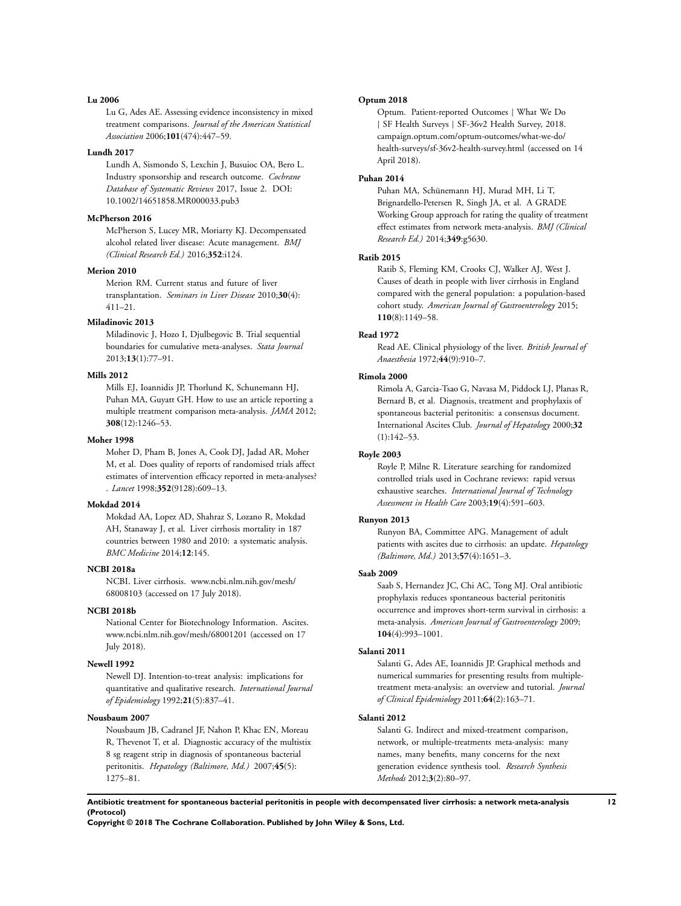**Lu 2006**

Lu G, Ades AE. Assessing evidence inconsistency in mixed treatment comparisons. *Journal of the American Statistical Association* 2006;**101**(474):447–59.

**Lundh 2017**

Lundh A, Sismondo S, Lexchin J, Busuioc OA, Bero L. Industry sponsorship and research outcome. *Cochrane Database of Systematic Reviews* 2017, Issue 2. DOI: 10.1002/14651858.MR000033.pub3

**McPherson 2016**

McPherson S, Lucey MR, Moriarty KJ. Decompensated alcohol related liver disease: Acute management. *BMJ (Clinical Research Ed.)* 2016;**352**:i124.

**Merion 2010**

Merion RM. Current status and future of liver transplantation. *Seminars in Liver Disease* 2010;**30**(4): 411–21.

**Miladinovic 2013**

Miladinovic J, Hozo I, Djulbegovic B. Trial sequential boundaries for cumulative meta-analyses. *Stata Journal* 2013;**13**(1):77–91.

**Mills 2012**

Mills EJ, Ioannidis JP, Thorlund K, Schunemann HJ, Puhan MA, Guyatt GH. How to use an article reporting a multiple treatment comparison meta-analysis. *JAMA* 2012; **308**(12):1246–53.

**Moher 1998**

Moher D, Pham B, Jones A, Cook DJ, Jadad AR, Moher M, et al. Does quality of reports of randomised trials affect estimates of intervention efficacy reported in meta-analyses? . *Lancet* 1998;**352**(9128):609–13.

**Mokdad 2014**

Mokdad AA, Lopez AD, Shahraz S, Lozano R, Mokdad AH, Stanaway J, et al. Liver cirrhosis mortality in 187 countries between 1980 and 2010: a systematic analysis. *BMC Medicine* 2014;**12**:145.

**NCBI 2018a**

NCBI. Liver cirrhosis. www.ncbi.nlm.nih.gov/mesh/68008103 (accessed on 17 July 2018).

**NCBI 2018b**

National Center for Biotechnology Information. Ascites. www.ncbi.nlm.nih.gov/mesh/68001201 (accessed on 17 July 2018).

**Newell 1992**

Newell DJ. Intention-to-treat analysis: implications for quantitative and qualitative research. *International Journal of Epidemiology* 1992;**21**(5):837–41.

**Nousbaum 2007**

Nousbaum JB, Cadranel JF, Nahon P, Khac EN, Moreau R, Thevenot T, et al. Diagnostic accuracy of the multistix 8 sg reagent strip in diagnosis of spontaneous bacterial peritonitis. *Hepatology (Baltimore, Md.)* 2007;**45**(5): 1275–81.

**Optum 2018**

Optum. Patient-reported Outcomes | What We Do | SF Health Surveys | SF-36v2 Health Survey, 2018. campaign.optum.com/optum-outcomes/what-we-do/health-surveys/sf-36v2-health-survey.html (accessed on 14 April 2018).

**Puhan 2014**

Puhan MA, Schünemann HJ, Murad MH, Li T, Brignardello-Petersen R, Singh JA, et al. A GRADE Working Group approach for rating the quality of treatment effect estimates from network meta-analysis. *BMJ (Clinical Research Ed.)* 2014;**349**:g5630.

**Ratib 2015**

Ratib S, Fleming KM, Crooks CJ, Walker AJ, West J. Causes of death in people with liver cirrhosis in England compared with the general population: a population-based cohort study. *American Journal of Gastroenterology* 2015; **110**(8):1149–58.

**Read 1972**

Read AE. Clinical physiology of the liver. *British Journal of Anaesthesia* 1972;**44**(9):910–7.

**Rimola 2000**

Rimola A, Garcia-Tsao G, Navasa M, Piddock LJ, Planas R, Bernard B, et al. Diagnosis, treatment and prophylaxis of spontaneous bacterial peritonitis: a consensus document. International Ascites Club. *Journal of Hepatology* 2000;**32** (1):142–53.

**Royle 2003**

Royle P, Milne R. Literature searching for randomized controlled trials used in Cochrane reviews: rapid versus exhaustive searches. *International Journal of Technology Assessment in Health Care* 2003;**19**(4):591–603.

**Runyon 2013**

Runyon BA, Committee APG. Management of adult patients with ascites due to cirrhosis: an update. *Hepatology (Baltimore, Md.)* 2013;**57**(4):1651–3.

**Saab 2009**

Saab S, Hernandez JC, Chi AC, Tong MJ. Oral antibiotic prophylaxis reduces spontaneous bacterial peritonitis occurrence and improves short-term survival in cirrhosis: a meta-analysis. *American Journal of Gastroenterology* 2009; **104**(4):993–1001.

**Salanti 2011**

Salanti G, Ades AE, Ioannidis JP. Graphical methods and numerical summaries for presenting results from multiple-treatment meta-analysis: an overview and tutorial. *Journal of Clinical Epidemiology* 2011;**64**(2):163–71.

**Salanti 2012**

Salanti G. Indirect and mixed-treatment comparison, network, or multiple-treatments meta-analysis: many names, many benefits, many concerns for the next generation evidence synthesis tool. *Research Synthesis Methods* 2012;**3**(2):80–97.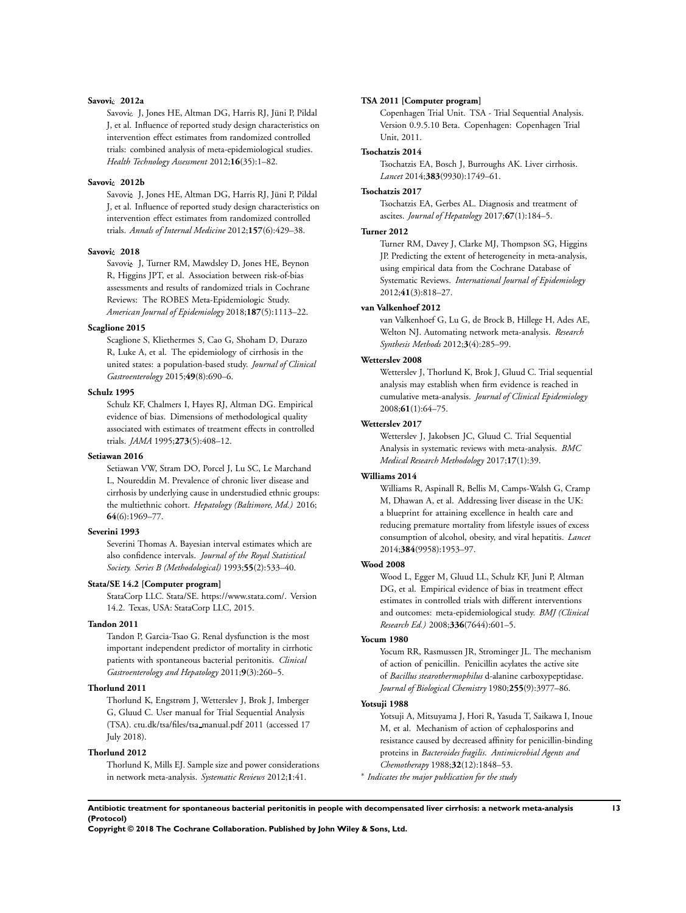**Savovi¿ 2012a**

Savovi¿ J, Jones HE, Altman DG, Harris RJ, Jüni P, Pildal J, et al. Influence of reported study design characteristics on intervention effect estimates from randomized controlled trials: combined analysis of meta-epidemiological studies. *Health Technology Assessment* 2012;**16**(35):1–82.

**Savovi¿ 2012b**

Savovi¿ J, Jones HE, Altman DG, Harris RJ, Jüni P, Pildal J, et al. Influence of reported study design characteristics on intervention effect estimates from randomized controlled trials. *Annals of Internal Medicine* 2012;**157**(6):429–38.

**Savovi¿ 2018**

Savovi¿ J, Turner RM, Mawdsley D, Jones HE, Beynon R, Higgins JPT, et al. Association between risk-of-bias assessments and results of randomized trials in Cochrane Reviews: The ROBES Meta-Epidemiologic Study. *American Journal of Epidemiology* 2018;**187**(5):1113–22.

**Scaglione 2015**

Scaglione S, Kliethermes S, Cao G, Shoham D, Durazo R, Luke A, et al. The epidemiology of cirrhosis in the united states: a population-based study. *Journal of Clinical Gastroenterology* 2015;**49**(8):690–6.

**Schulz 1995**

Schulz KF, Chalmers I, Hayes RJ, Altman DG. Empirical evidence of bias. Dimensions of methodological quality associated with estimates of treatment effects in controlled trials. *JAMA* 1995;**273**(5):408–12.

**Setiawan 2016**

Setiawan VW, Stram DO, Porcel J, Lu SC, Le Marchand L, Noureddin M. Prevalence of chronic liver disease and cirrhosis by underlying cause in understudied ethnic groups: the multiethnic cohort. *Hepatology (Baltimore, Md.)* 2016;**64**(6):1969–77.

**Severini 1993**

Severini Thomas A. Bayesian interval estimates which are also confidence intervals. *Journal of the Royal Statistical Society. Series B (Methodological)* 1993;**55**(2):533–40.

**Stata/SE 14.2 [Computer program]**

StataCorp LLC. Stata/SE. https://www.stata.com/. Version 14.2. Texas, USA: StataCorp LLC, 2015.

**Tandon 2011**

Tandon P, Garcia-Tsao G. Renal dysfunction is the most important independent predictor of mortality in cirrhotic patients with spontaneous bacterial peritonitis. *Clinical Gastroenterology and Hepatology* 2011;**9**(3):260–5.

**Thorlund 2011**

Thorlund K, Engstrøm J, Wetterslev J, Brok J, Imberger G, Gluud C. User manual for Trial Sequential Analysis (TSA). ctu.dk/tsa/files/tsa_manual.pdf 2011 (accessed 17 July 2018).

**Thorlund 2012**

Thorlund K, Mills EJ. Sample size and power considerations in network meta-analysis. *Systematic Reviews* 2012;**1**:41.

**TSA 2011 [Computer program]**

Copenhagen Trial Unit. TSA - Trial Sequential Analysis. Version 0.9.5.10 Beta. Copenhagen: Copenhagen Trial Unit, 2011.

**Tsochatzis 2014**

Tsochatzis EA, Bosch J, Burroughs AK. Liver cirrhosis. *Lancet* 2014;**383**(9930):1749–61.

**Tsochatzis 2017**

Tsochatzis EA, Gerbes AL. Diagnosis and treatment of ascites. *Journal of Hepatology* 2017;**67**(1):184–5.

**Turner 2012**

Turner RM, Davey J, Clarke MJ, Thompson SG, Higgins JP. Predicting the extent of heterogeneity in meta-analysis, using empirical data from the Cochrane Database of Systematic Reviews. *International Journal of Epidemiology* 2012;**41**(3):818–27.

**van Valkenhoef 2012**

van Valkenhoef G, Lu G, de Brock B, Hillege H, Ades AE, Welton NJ. Automating network meta-analysis. *Research Synthesis Methods* 2012;**3**(4):285–99.

**Wetterslev 2008**

Wetterslev J, Thorlund K, Brok J, Gluud C. Trial sequential analysis may establish when firm evidence is reached in cumulative meta-analysis. *Journal of Clinical Epidemiology* 2008;**61**(1):64–75.

**Wetterslev 2017**

Wetterslev J, Jakobsen JC, Gluud C. Trial Sequential Analysis in systematic reviews with meta-analysis. *BMC Medical Research Methodology* 2017;**17**(1):39.

**Williams 2014**

Williams R, Aspinall R, Bellis M, Camps-Walsh G, Cramp M, Dhawan A, et al. Addressing liver disease in the UK: a blueprint for attaining excellence in health care and reducing premature mortality from lifestyle issues of excess consumption of alcohol, obesity, and viral hepatitis. *Lancet* 2014;**384**(9958):1953–97.

**Wood 2008**

Wood L, Egger M, Gluud LL, Schulz KF, Juni P, Altman DG, et al. Empirical evidence of bias in treatment effect estimates in controlled trials with different interventions and outcomes: meta-epidemiological study. *BMJ (Clinical Research Ed.)* 2008;**336**(7644):601–5.

**Yocum 1980**

Yocum RR, Rasmussen JR, Strominger JL. The mechanism of action of penicillin. Penicillin acylates the active site of *Bacillus stearothermophilus* d-alanine carboxypeptidase. *Journal of Biological Chemistry* 1980;**255**(9):3977–86.

**Yotsuji 1988**

Yotsuji A, Mitsuyama J, Hori R, Yasuda T, Saikawa I, Inoue M, et al. Mechanism of action of cephalosporins and resistance caused by decreased affinity for penicillin-binding proteins in *Bacteroides fragilis*. *Antimicrobial Agents and Chemotherapy* 1988;**32**(12):1848–53.

* *Indicates the major publication for the study*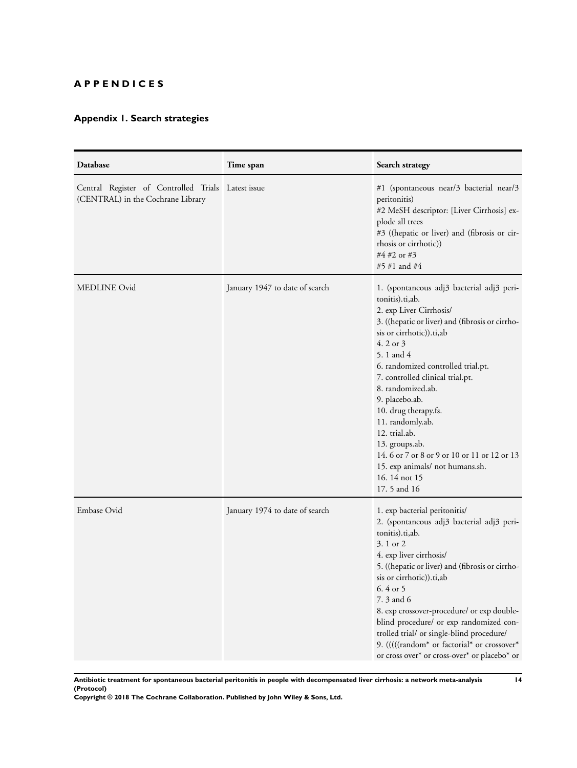# APPENDICES

## Appendix 1. Search strategies

| Database | Time span | Search strategy |
|---|---|---|
| Central Register of Controlled Trials (CENTRAL) in the Cochrane Library | Latest issue | #1 (spontaneous near/3 bacterial near/3 peritonitis)<br>#2 MeSH descriptor: [Liver Cirrhosis] explode all trees<br>#3 ((hepatic or liver) and (fibrosis or cirrhosis or cirrhotic))<br>#4 #2 or #3<br>#5 #1 and #4 |
| MEDLINE Ovid | January 1947 to date of search | 1. (spontaneous adj3 bacterial adj3 peritonitis).ti,ab.<br>2. exp Liver Cirrhosis/<br>3. ((hepatic or liver) and (fibrosis or cirrhosis or cirrhotic)).ti,ab<br>4. 2 or 3<br>5. 1 and 4<br>6. randomized controlled trial.pt.<br>7. controlled clinical trial.pt.<br>8. randomized.ab.<br>9. placebo.ab.<br>10. drug therapy.fs.<br>11. randomly.ab.<br>12. trial.ab.<br>13. groups.ab.<br>14. 6 or 7 or 8 or 9 or 10 or 11 or 12 or 13<br>15. exp animals/ not humans.sh.<br>16. 14 not 15<br>17. 5 and 16 |
| Embase Ovid | January 1974 to date of search | 1. exp bacterial peritonitis/<br>2. (spontaneous adj3 bacterial adj3 peritonitis).ti,ab.<br>3. 1 or 2<br>4. exp liver cirrhosis/<br>5. ((hepatic or liver) and (fibrosis or cirrhosis or cirrhotic)).ti,ab<br>6. 4 or 5<br>7. 3 and 6<br>8. exp crossover-procedure/ or exp double-blind procedure/ or exp randomized controlled trial/ or single-blind procedure/<br>9. (((((random* or factorial* or crossover* or cross over* or cross-over* or placebo* or |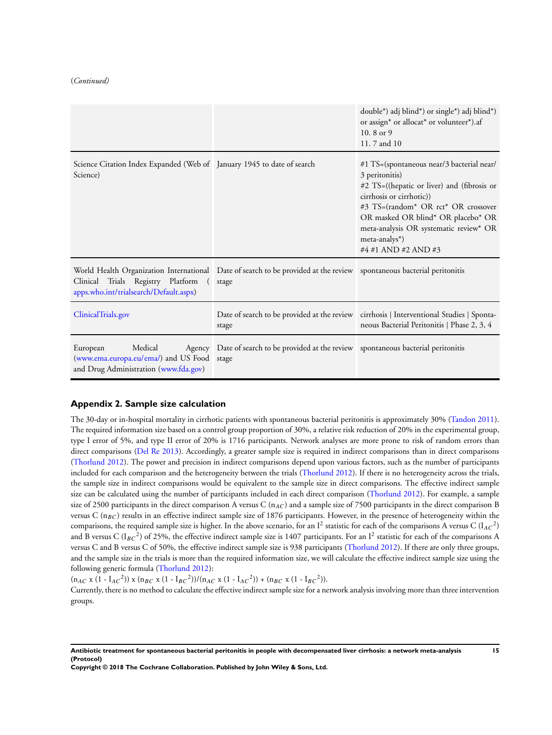(*Continued*)

| | | |
|---|---|---|
| | | double*) adj blind*) or single*) adj blind*) or assign* or allocat* or volunteer*).af<br>10. 8 or 9<br>11. 7 and 10 |
| Science Citation Index Expanded (Web of Science) | January 1945 to date of search | #1 TS=(spontaneous near/3 bacterial near/3 peritonitis)<br>#2 TS=((hepatic or liver) and (fibrosis or cirrhosis or cirrhotic))<br>#3 TS=(random* OR rct* OR crossover OR masked OR blind* OR placebo* OR meta-analysis OR systematic review* OR meta-analys*)<br>#4 #1 AND #2 AND #3 |
| World Health Organization International Clinical Trials Registry Platform ( apps.who.int/trialsearch/Default.aspx) | Date of search to be provided at the review stage | spontaneous bacterial peritonitis |
| ClinicalTrials.gov | Date of search to be provided at the review stage | cirrhosis \| Interventional Studies \| Spontaneous Bacterial Peritonitis \| Phase 2, 3, 4 |
| European Medical Agency (www.ema.europa.eu/ema/) and US Food and Drug Administration (www.fda.gov) | Date of search to be provided at the review stage | spontaneous bacterial peritonitis |

## Appendix 2. Sample size calculation

The 30-day or in-hospital mortality in cirrhotic patients with spontaneous bacterial peritonitis is approximately 30% (Tandon 2011). The required information size based on a control group proportion of 30%, a relative risk reduction of 20% in the experimental group, type I error of 5%, and type II error of 20% is 1716 participants. Network analyses are more prone to risk of random errors than direct comparisons (Del Re 2013). Accordingly, a greater sample size is required in indirect comparisons than in direct comparisons (Thorlund 2012). The power and precision in indirect comparisons depend upon various factors, such as the number of participants included for each comparison and the heterogeneity between the trials (Thorlund 2012). If there is no heterogeneity across the trials, the sample size in indirect comparisons would be equivalent to the sample size in direct comparisons. The effective indirect sample size can be calculated using the number of participants included in each direct comparison (Thorlund 2012). For example, a sample size of 2500 participants in the direct comparison A versus C ($n_{AC}$) and a sample size of 7500 participants in the direct comparison B versus C ($n_{BC}$) results in an effective indirect sample size of 1876 participants. However, in the presence of heterogeneity within the comparisons, the required sample size is higher. In the above scenario, for an $I^2$ statistic for each of the comparisons A versus C ($I_{AC}{}^2$) and B versus C ($I_{BC}{}^2$) of 25%, the effective indirect sample size is 1407 participants. For an $I^2$ statistic for each of the comparisons A versus C and B versus C of 50%, the effective indirect sample size is 938 participants (Thorlund 2012). If there are only three groups, and the sample size in the trials is more than the required information size, we will calculate the effective indirect sample size using the following generic formula (Thorlund 2012):

$(n_{AC} \times (1 - I_{AC}{}^2)) \times (n_{BC} \times (1 - I_{BC}{}^2))/(n_{AC} \times (1 - I_{AC}{}^2)) + (n_{BC} \times (1 - I_{BC}{}^2))$.

Currently, there is no method to calculate the effective indirect sample size for a network analysis involving more than three intervention groups.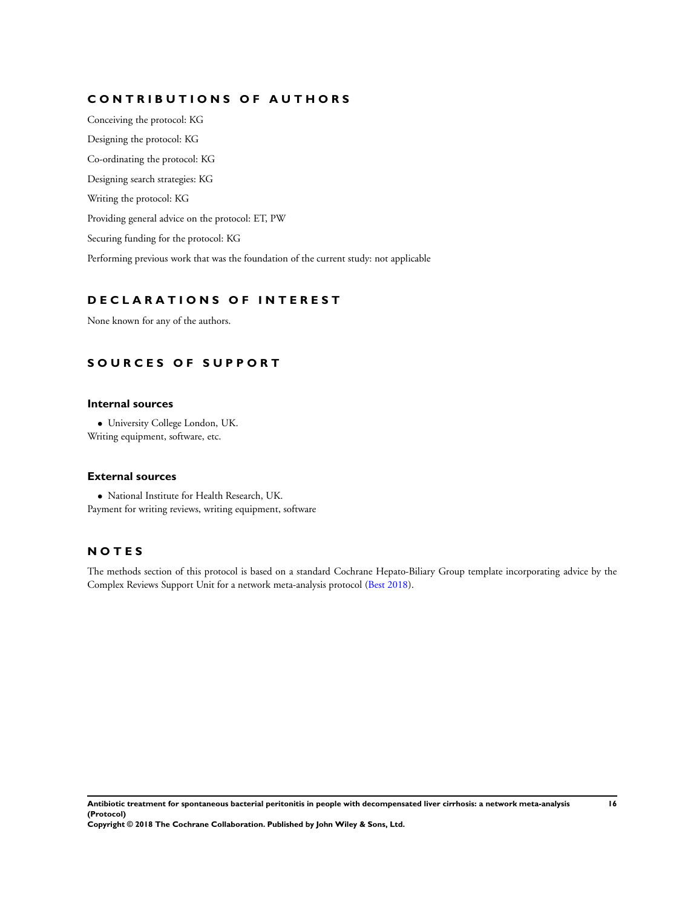## CONTRIBUTIONS OF AUTHORS

Conceiving the protocol: KG

Designing the protocol: KG

Co-ordinating the protocol: KG

Designing search strategies: KG

Writing the protocol: KG

Providing general advice on the protocol: ET, PW

Securing funding for the protocol: KG

Performing previous work that was the foundation of the current study: not applicable

## DECLARATIONS OF INTEREST

None known for any of the authors.

## SOURCES OF SUPPORT

### Internal sources

- University College London, UK.

Writing equipment, software, etc.

### External sources

- National Institute for Health Research, UK.

Payment for writing reviews, writing equipment, software

## NOTES

The methods section of this protocol is based on a standard Cochrane Hepato-Biliary Group template incorporating advice by the Complex Reviews Support Unit for a network meta-analysis protocol (Best 2018).